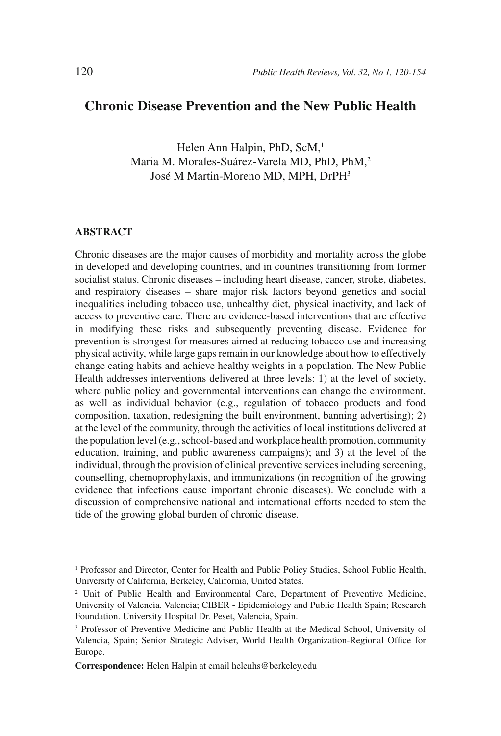# Chronic Disease Prevention and the New Public Health

Helen Ann Halpin, PhD, ScM,[1]
Maria M. Morales-Suárez-Varela MD, PhD, PhM,[2]
José M Martin-Moreno MD, MPH, DrPH[3]

## ABSTRACT

Chronic diseases are the major causes of morbidity and mortality across the globe in developed and developing countries, and in countries transitioning from former socialist status. Chronic diseases – including heart disease, cancer, stroke, diabetes, and respiratory diseases – share major risk factors beyond genetics and social inequalities including tobacco use, unhealthy diet, physical inactivity, and lack of access to preventive care. There are evidence-based interventions that are effective in modifying these risks and subsequently preventing disease. Evidence for prevention is strongest for measures aimed at reducing tobacco use and increasing physical activity, while large gaps remain in our knowledge about how to effectively change eating habits and achieve healthy weights in a population. The New Public Health addresses interventions delivered at three levels: 1) at the level of society, where public policy and governmental interventions can change the environment, as well as individual behavior (e.g., regulation of tobacco products and food composition, taxation, redesigning the built environment, banning advertising); 2) at the level of the community, through the activities of local institutions delivered at the population level (e.g., school-based and workplace health promotion, community education, training, and public awareness campaigns); and 3) at the level of the individual, through the provision of clinical preventive services including screening, counselling, chemoprophylaxis, and immunizations (in recognition of the growing evidence that infections cause important chronic diseases). We conclude with a discussion of comprehensive national and international efforts needed to stem the tide of the growing global burden of chronic disease.

---

[1] Professor and Director, Center for Health and Public Policy Studies, School Public Health, University of California, Berkeley, California, United States.

[2] Unit of Public Health and Environmental Care, Department of Preventive Medicine, University of Valencia. Valencia; CIBER - Epidemiology and Public Health Spain; Research Foundation. University Hospital Dr. Peset, Valencia, Spain.

[3] Professor of Preventive Medicine and Public Health at the Medical School, University of Valencia, Spain; Senior Strategic Adviser, World Health Organization-Regional Office for Europe.

**Correspondence:** Helen Halpin at email helenhs@berkeley.edu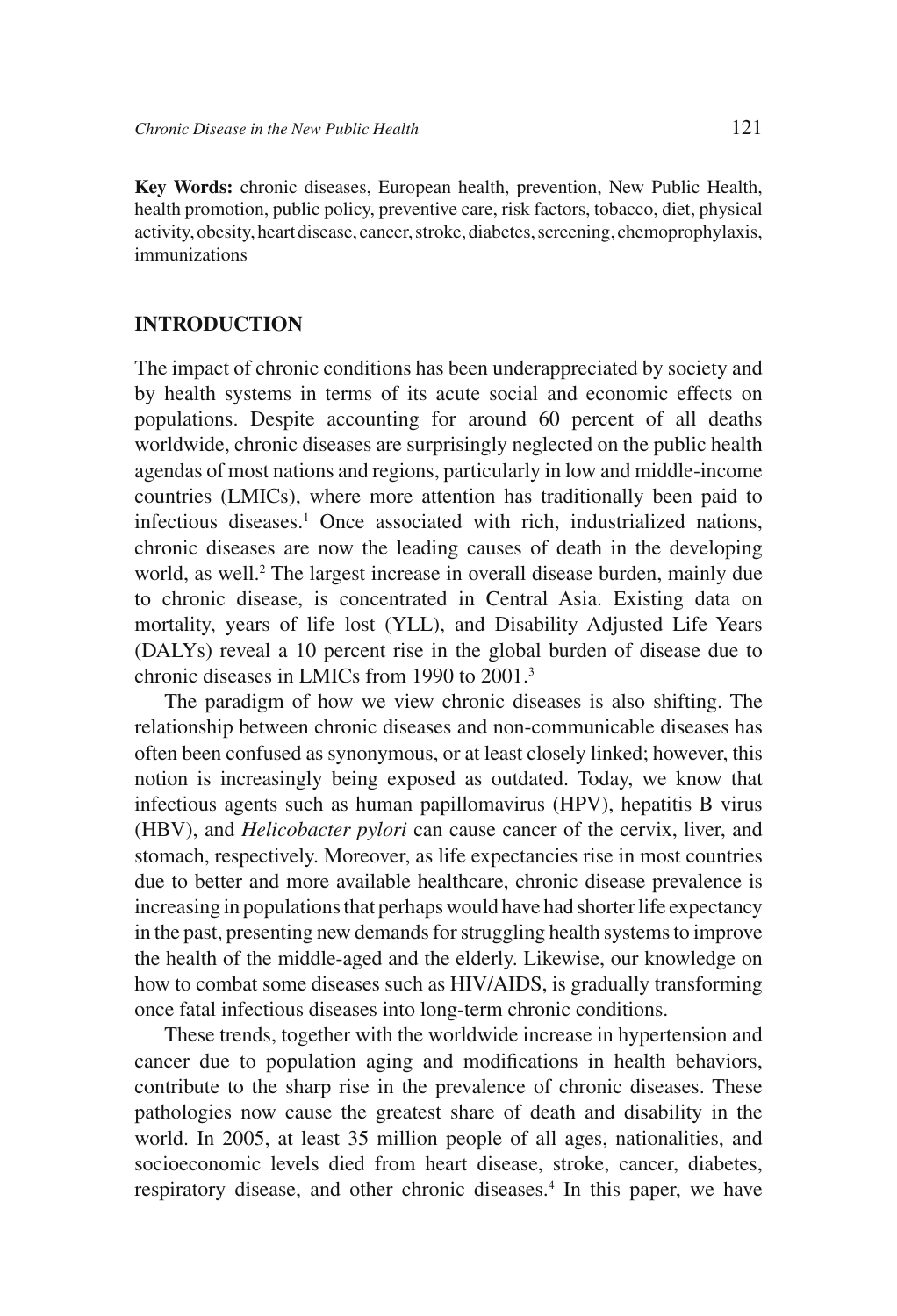**Key Words:** chronic diseases, European health, prevention, New Public Health, health promotion, public policy, preventive care, risk factors, tobacco, diet, physical activity, obesity, heart disease, cancer, stroke, diabetes, screening, chemoprophylaxis, immunizations

## INTRODUCTION

The impact of chronic conditions has been underappreciated by society and by health systems in terms of its acute social and economic effects on populations. Despite accounting for around 60 percent of all deaths worldwide, chronic diseases are surprisingly neglected on the public health agendas of most nations and regions, particularly in low and middle-income countries (LMICs), where more attention has traditionally been paid to infectious diseases.[1] Once associated with rich, industrialized nations, chronic diseases are now the leading causes of death in the developing world, as well.[2] The largest increase in overall disease burden, mainly due to chronic disease, is concentrated in Central Asia. Existing data on mortality, years of life lost (YLL), and Disability Adjusted Life Years (DALYs) reveal a 10 percent rise in the global burden of disease due to chronic diseases in LMICs from 1990 to 2001.[3]

The paradigm of how we view chronic diseases is also shifting. The relationship between chronic diseases and non-communicable diseases has often been confused as synonymous, or at least closely linked; however, this notion is increasingly being exposed as outdated. Today, we know that infectious agents such as human papillomavirus (HPV), hepatitis B virus (HBV), and *Helicobacter pylori* can cause cancer of the cervix, liver, and stomach, respectively. Moreover, as life expectancies rise in most countries due to better and more available healthcare, chronic disease prevalence is increasing in populations that perhaps would have had shorter life expectancy in the past, presenting new demands for struggling health systems to improve the health of the middle-aged and the elderly. Likewise, our knowledge on how to combat some diseases such as HIV/AIDS, is gradually transforming once fatal infectious diseases into long-term chronic conditions.

These trends, together with the worldwide increase in hypertension and cancer due to population aging and modifications in health behaviors, contribute to the sharp rise in the prevalence of chronic diseases. These pathologies now cause the greatest share of death and disability in the world. In 2005, at least 35 million people of all ages, nationalities, and socioeconomic levels died from heart disease, stroke, cancer, diabetes, respiratory disease, and other chronic diseases.[4] In this paper, we have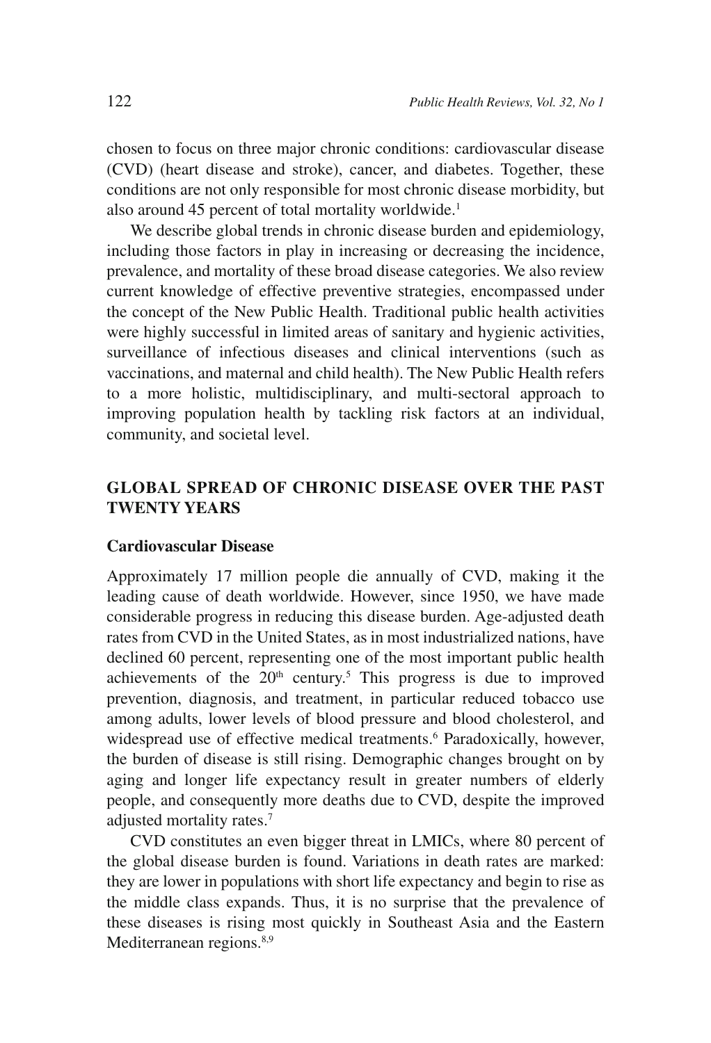chosen to focus on three major chronic conditions: cardiovascular disease (CVD) (heart disease and stroke), cancer, and diabetes. Together, these conditions are not only responsible for most chronic disease morbidity, but also around 45 percent of total mortality worldwide.[1]

We describe global trends in chronic disease burden and epidemiology, including those factors in play in increasing or decreasing the incidence, prevalence, and mortality of these broad disease categories. We also review current knowledge of effective preventive strategies, encompassed under the concept of the New Public Health. Traditional public health activities were highly successful in limited areas of sanitary and hygienic activities, surveillance of infectious diseases and clinical interventions (such as vaccinations, and maternal and child health). The New Public Health refers to a more holistic, multidisciplinary, and multi-sectoral approach to improving population health by tackling risk factors at an individual, community, and societal level.

## GLOBAL SPREAD OF CHRONIC DISEASE OVER THE PAST TWENTY YEARS

### Cardiovascular Disease

Approximately 17 million people die annually of CVD, making it the leading cause of death worldwide. However, since 1950, we have made considerable progress in reducing this disease burden. Age-adjusted death rates from CVD in the United States, as in most industrialized nations, have declined 60 percent, representing one of the most important public health achievements of the 20th century.[5] This progress is due to improved prevention, diagnosis, and treatment, in particular reduced tobacco use among adults, lower levels of blood pressure and blood cholesterol, and widespread use of effective medical treatments.[6] Paradoxically, however, the burden of disease is still rising. Demographic changes brought on by aging and longer life expectancy result in greater numbers of elderly people, and consequently more deaths due to CVD, despite the improved adjusted mortality rates.[7]

CVD constitutes an even bigger threat in LMICs, where 80 percent of the global disease burden is found. Variations in death rates are marked: they are lower in populations with short life expectancy and begin to rise as the middle class expands. Thus, it is no surprise that the prevalence of these diseases is rising most quickly in Southeast Asia and the Eastern Mediterranean regions.[8,9]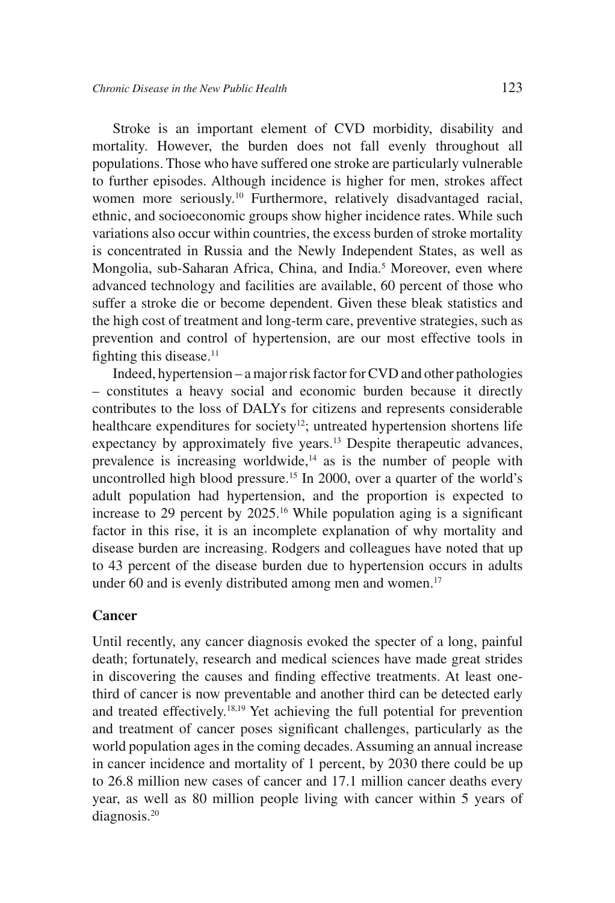Stroke is an important element of CVD morbidity, disability and mortality. However, the burden does not fall evenly throughout all populations. Those who have suffered one stroke are particularly vulnerable to further episodes. Although incidence is higher for men, strokes affect women more seriously.[10] Furthermore, relatively disadvantaged racial, ethnic, and socioeconomic groups show higher incidence rates. While such variations also occur within countries, the excess burden of stroke mortality is concentrated in Russia and the Newly Independent States, as well as Mongolia, sub-Saharan Africa, China, and India.[5] Moreover, even where advanced technology and facilities are available, 60 percent of those who suffer a stroke die or become dependent. Given these bleak statistics and the high cost of treatment and long-term care, preventive strategies, such as prevention and control of hypertension, are our most effective tools in fighting this disease.[11]

Indeed, hypertension – a major risk factor for CVD and other pathologies – constitutes a heavy social and economic burden because it directly contributes to the loss of DALYs for citizens and represents considerable healthcare expenditures for society[12]; untreated hypertension shortens life expectancy by approximately five years.[13] Despite therapeutic advances, prevalence is increasing worldwide,[14] as is the number of people with uncontrolled high blood pressure.[15] In 2000, over a quarter of the world's adult population had hypertension, and the proportion is expected to increase to 29 percent by 2025.[16] While population aging is a significant factor in this rise, it is an incomplete explanation of why mortality and disease burden are increasing. Rodgers and colleagues have noted that up to 43 percent of the disease burden due to hypertension occurs in adults under 60 and is evenly distributed among men and women.[17]

## Cancer

Until recently, any cancer diagnosis evoked the specter of a long, painful death; fortunately, research and medical sciences have made great strides in discovering the causes and finding effective treatments. At least one-third of cancer is now preventable and another third can be detected early and treated effectively.[18,19] Yet achieving the full potential for prevention and treatment of cancer poses significant challenges, particularly as the world population ages in the coming decades. Assuming an annual increase in cancer incidence and mortality of 1 percent, by 2030 there could be up to 26.8 million new cases of cancer and 17.1 million cancer deaths every year, as well as 80 million people living with cancer within 5 years of diagnosis.[20]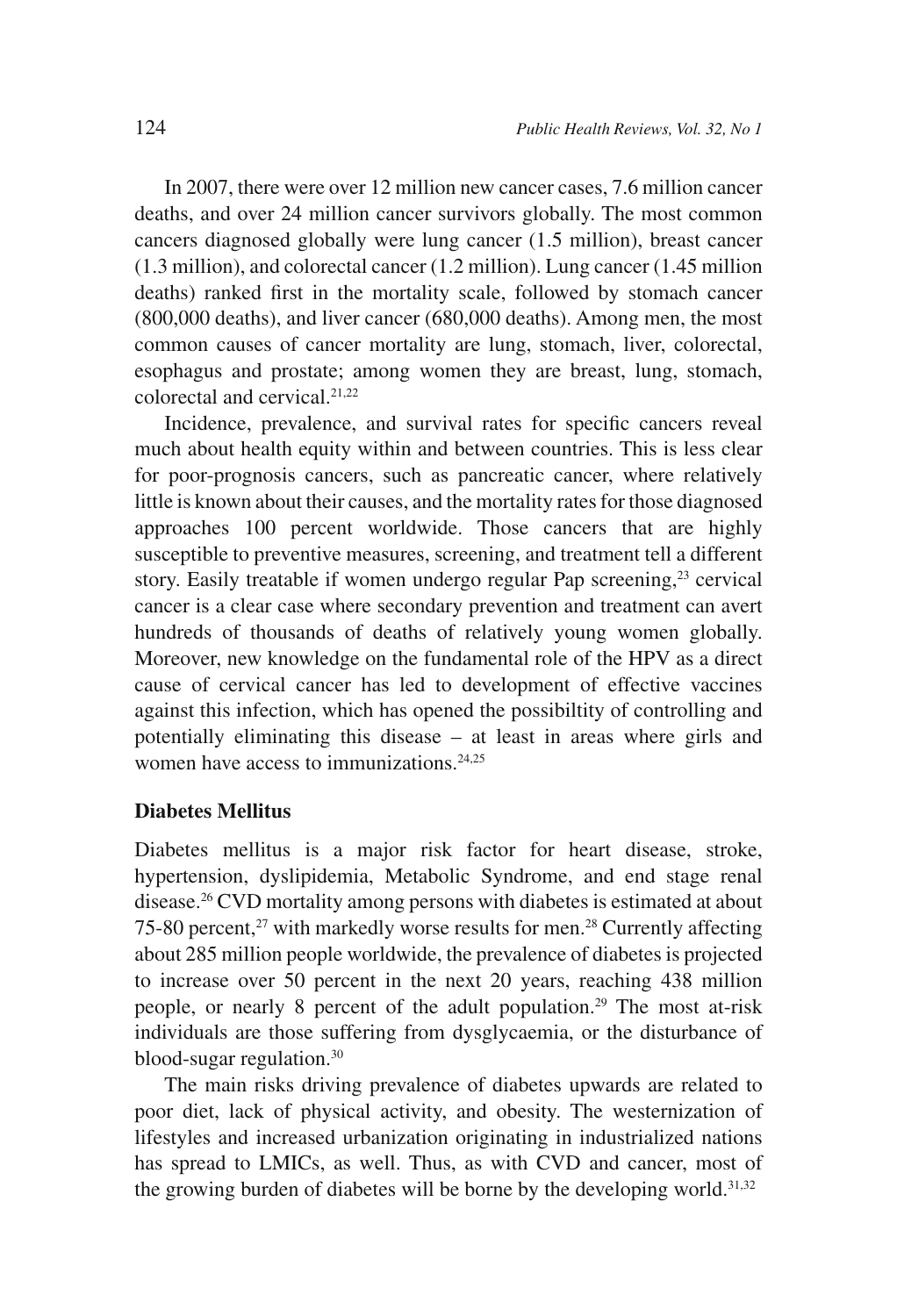In 2007, there were over 12 million new cancer cases, 7.6 million cancer deaths, and over 24 million cancer survivors globally. The most common cancers diagnosed globally were lung cancer (1.5 million), breast cancer (1.3 million), and colorectal cancer (1.2 million). Lung cancer (1.45 million deaths) ranked first in the mortality scale, followed by stomach cancer (800,000 deaths), and liver cancer (680,000 deaths). Among men, the most common causes of cancer mortality are lung, stomach, liver, colorectal, esophagus and prostate; among women they are breast, lung, stomach, colorectal and cervical.[21,22]

Incidence, prevalence, and survival rates for specific cancers reveal much about health equity within and between countries. This is less clear for poor-prognosis cancers, such as pancreatic cancer, where relatively little is known about their causes, and the mortality rates for those diagnosed approaches 100 percent worldwide. Those cancers that are highly susceptible to preventive measures, screening, and treatment tell a different story. Easily treatable if women undergo regular Pap screening,[23] cervical cancer is a clear case where secondary prevention and treatment can avert hundreds of thousands of deaths of relatively young women globally. Moreover, new knowledge on the fundamental role of the HPV as a direct cause of cervical cancer has led to development of effective vaccines against this infection, which has opened the possibiltity of controlling and potentially eliminating this disease – at least in areas where girls and women have access to immunizations.[24,25]

## Diabetes Mellitus

Diabetes mellitus is a major risk factor for heart disease, stroke, hypertension, dyslipidemia, Metabolic Syndrome, and end stage renal disease.[26] CVD mortality among persons with diabetes is estimated at about 75-80 percent,[27] with markedly worse results for men.[28] Currently affecting about 285 million people worldwide, the prevalence of diabetes is projected to increase over 50 percent in the next 20 years, reaching 438 million people, or nearly 8 percent of the adult population.[29] The most at-risk individuals are those suffering from dysglycaemia, or the disturbance of blood-sugar regulation.[30]

The main risks driving prevalence of diabetes upwards are related to poor diet, lack of physical activity, and obesity. The westernization of lifestyles and increased urbanization originating in industrialized nations has spread to LMICs, as well. Thus, as with CVD and cancer, most of the growing burden of diabetes will be borne by the developing world.[31,32]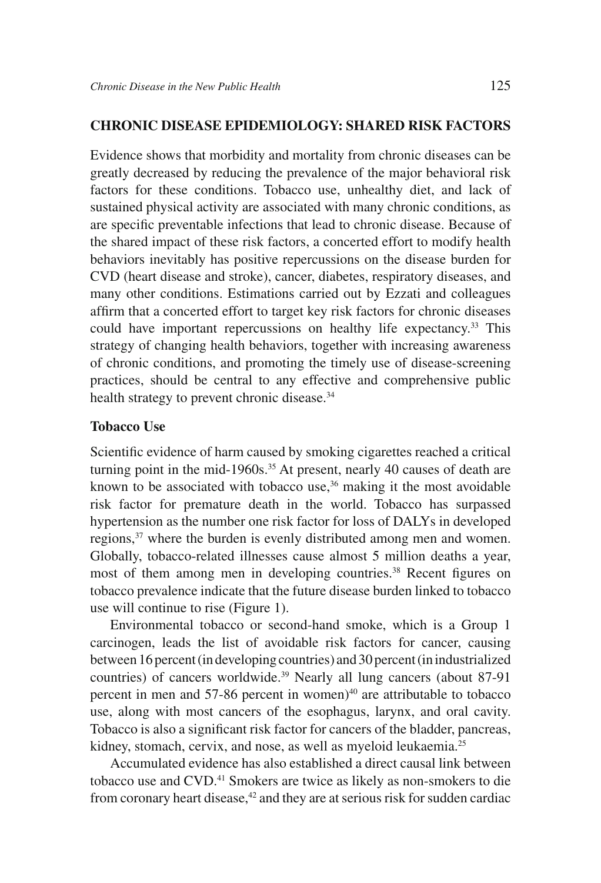## CHRONIC DISEASE EPIDEMIOLOGY: SHARED RISK FACTORS

Evidence shows that morbidity and mortality from chronic diseases can be greatly decreased by reducing the prevalence of the major behavioral risk factors for these conditions. Tobacco use, unhealthy diet, and lack of sustained physical activity are associated with many chronic conditions, as are specific preventable infections that lead to chronic disease. Because of the shared impact of these risk factors, a concerted effort to modify health behaviors inevitably has positive repercussions on the disease burden for CVD (heart disease and stroke), cancer, diabetes, respiratory diseases, and many other conditions. Estimations carried out by Ezzati and colleagues affirm that a concerted effort to target key risk factors for chronic diseases could have important repercussions on healthy life expectancy.[33] This strategy of changing health behaviors, together with increasing awareness of chronic conditions, and promoting the timely use of disease-screening practices, should be central to any effective and comprehensive public health strategy to prevent chronic disease.[34]

### Tobacco Use

Scientific evidence of harm caused by smoking cigarettes reached a critical turning point in the mid-1960s.[35] At present, nearly 40 causes of death are known to be associated with tobacco use,[36] making it the most avoidable risk factor for premature death in the world. Tobacco has surpassed hypertension as the number one risk factor for loss of DALYs in developed regions,[37] where the burden is evenly distributed among men and women. Globally, tobacco-related illnesses cause almost 5 million deaths a year, most of them among men in developing countries.[38] Recent figures on tobacco prevalence indicate that the future disease burden linked to tobacco use will continue to rise (Figure 1).

Environmental tobacco or second-hand smoke, which is a Group 1 carcinogen, leads the list of avoidable risk factors for cancer, causing between 16 percent (in developing countries) and 30 percent (in industrialized countries) of cancers worldwide.[39] Nearly all lung cancers (about 87-91 percent in men and 57-86 percent in women)[40] are attributable to tobacco use, along with most cancers of the esophagus, larynx, and oral cavity. Tobacco is also a significant risk factor for cancers of the bladder, pancreas, kidney, stomach, cervix, and nose, as well as myeloid leukaemia.[25]

Accumulated evidence has also established a direct causal link between tobacco use and CVD.[41] Smokers are twice as likely as non-smokers to die from coronary heart disease,[42] and they are at serious risk for sudden cardiac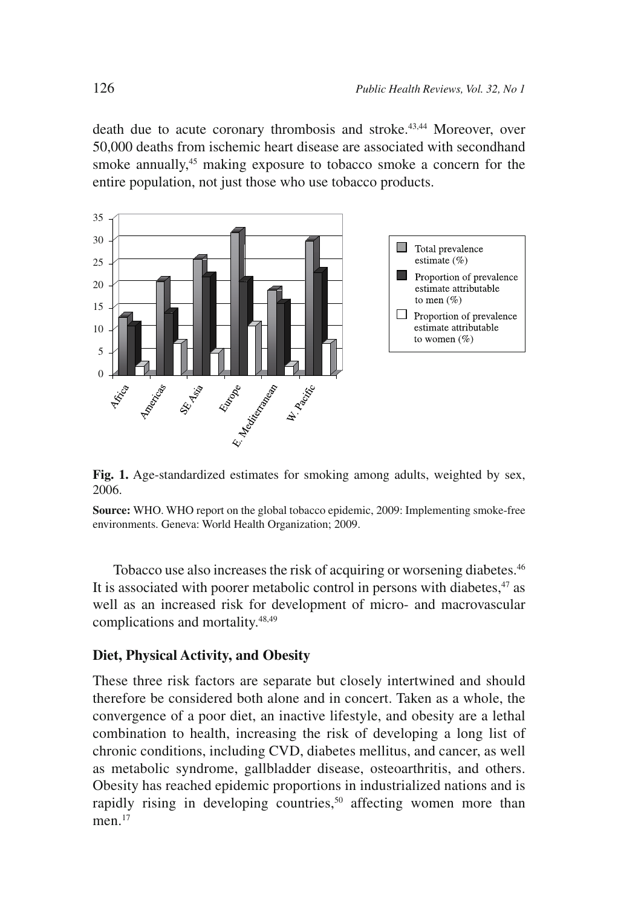death due to acute coronary thrombosis and stroke.[43,44] Moreover, over 50,000 deaths from ischemic heart disease are associated with secondhand smoke annually,[45] making exposure to tobacco smoke a concern for the entire population, not just those who use tobacco products.

**Fig. 1.** Age-standardized estimates for smoking among adults, weighted by sex, 2006.

**Source:** WHO. WHO report on the global tobacco epidemic, 2009: Implementing smoke-free environments. Geneva: World Health Organization; 2009.

Tobacco use also increases the risk of acquiring or worsening diabetes.[46] It is associated with poorer metabolic control in persons with diabetes,[47] as well as an increased risk for development of micro- and macrovascular complications and mortality.[48,49]

### Diet, Physical Activity, and Obesity

These three risk factors are separate but closely intertwined and should therefore be considered both alone and in concert. Taken as a whole, the convergence of a poor diet, an inactive lifestyle, and obesity are a lethal combination to health, increasing the risk of developing a long list of chronic conditions, including CVD, diabetes mellitus, and cancer, as well as metabolic syndrome, gallbladder disease, osteoarthritis, and others. Obesity has reached epidemic proportions in industrialized nations and is rapidly rising in developing countries,[50] affecting women more than men.[17]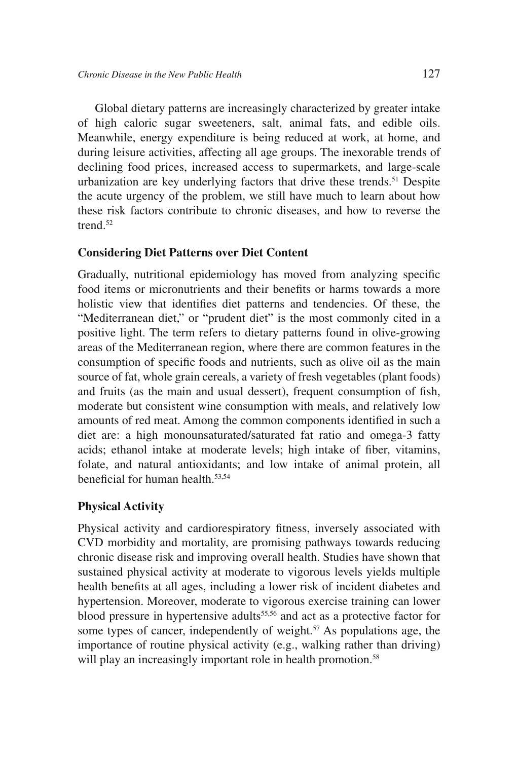Global dietary patterns are increasingly characterized by greater intake of high caloric sugar sweeteners, salt, animal fats, and edible oils. Meanwhile, energy expenditure is being reduced at work, at home, and during leisure activities, affecting all age groups. The inexorable trends of declining food prices, increased access to supermarkets, and large-scale urbanization are key underlying factors that drive these trends.[51] Despite the acute urgency of the problem, we still have much to learn about how these risk factors contribute to chronic diseases, and how to reverse the trend.[52]

### Considering Diet Patterns over Diet Content

Gradually, nutritional epidemiology has moved from analyzing specific food items or micronutrients and their benefits or harms towards a more holistic view that identifies diet patterns and tendencies. Of these, the "Mediterranean diet," or "prudent diet" is the most commonly cited in a positive light. The term refers to dietary patterns found in olive-growing areas of the Mediterranean region, where there are common features in the consumption of specific foods and nutrients, such as olive oil as the main source of fat, whole grain cereals, a variety of fresh vegetables (plant foods) and fruits (as the main and usual dessert), frequent consumption of fish, moderate but consistent wine consumption with meals, and relatively low amounts of red meat. Among the common components identified in such a diet are: a high monounsaturated/saturated fat ratio and omega-3 fatty acids; ethanol intake at moderate levels; high intake of fiber, vitamins, folate, and natural antioxidants; and low intake of animal protein, all beneficial for human health.[53,54]

### Physical Activity

Physical activity and cardiorespiratory fitness, inversely associated with CVD morbidity and mortality, are promising pathways towards reducing chronic disease risk and improving overall health. Studies have shown that sustained physical activity at moderate to vigorous levels yields multiple health benefits at all ages, including a lower risk of incident diabetes and hypertension. Moreover, moderate to vigorous exercise training can lower blood pressure in hypertensive adults[55,56] and act as a protective factor for some types of cancer, independently of weight.[57] As populations age, the importance of routine physical activity (e.g., walking rather than driving) will play an increasingly important role in health promotion.[58]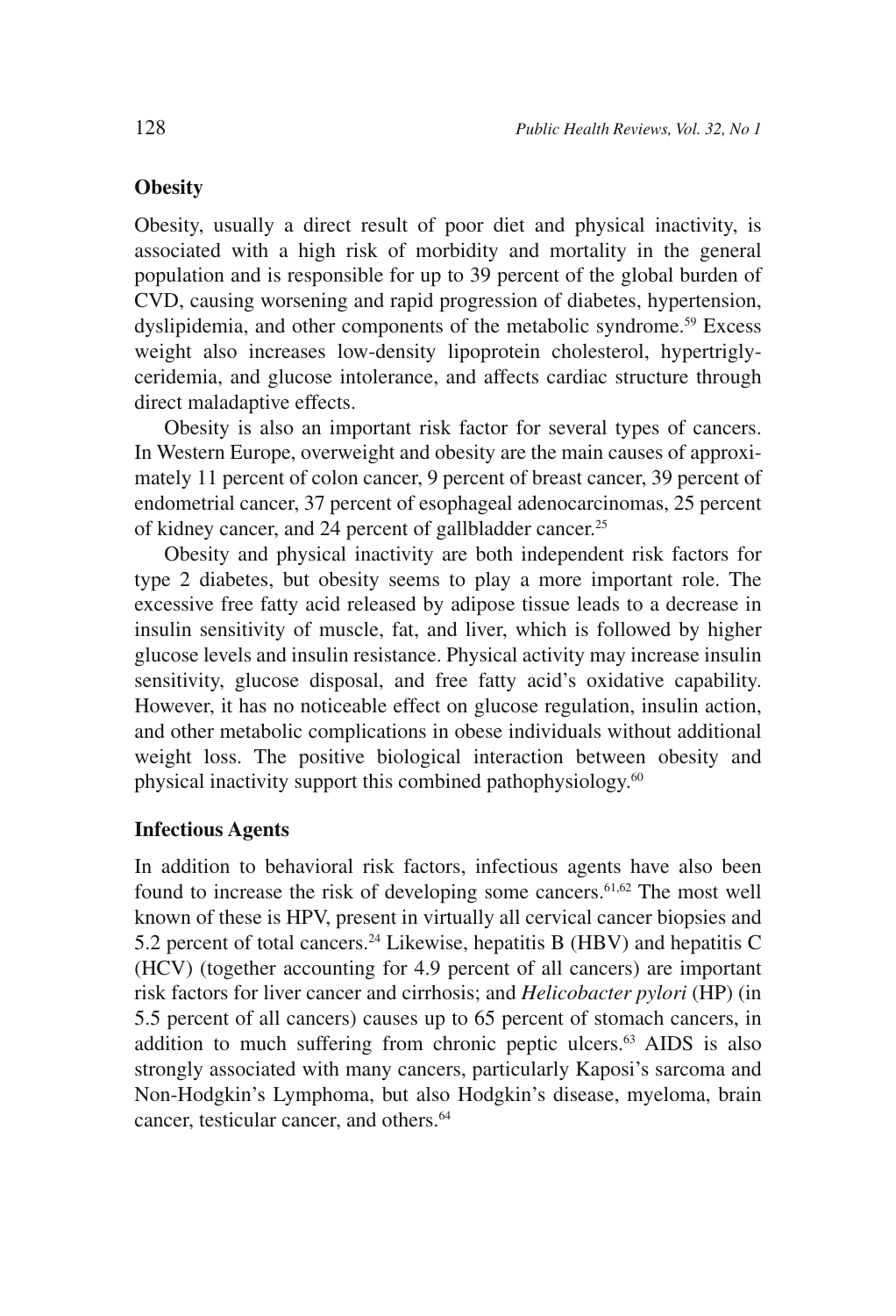## Obesity

Obesity, usually a direct result of poor diet and physical inactivity, is associated with a high risk of morbidity and mortality in the general population and is responsible for up to 39 percent of the global burden of CVD, causing worsening and rapid progression of diabetes, hypertension, dyslipidemia, and other components of the metabolic syndrome.[59] Excess weight also increases low-density lipoprotein cholesterol, hypertriglyceridemia, and glucose intolerance, and affects cardiac structure through direct maladaptive effects.

Obesity is also an important risk factor for several types of cancers. In Western Europe, overweight and obesity are the main causes of approximately 11 percent of colon cancer, 9 percent of breast cancer, 39 percent of endometrial cancer, 37 percent of esophageal adenocarcinomas, 25 percent of kidney cancer, and 24 percent of gallbladder cancer.[25]

Obesity and physical inactivity are both independent risk factors for type 2 diabetes, but obesity seems to play a more important role. The excessive free fatty acid released by adipose tissue leads to a decrease in insulin sensitivity of muscle, fat, and liver, which is followed by higher glucose levels and insulin resistance. Physical activity may increase insulin sensitivity, glucose disposal, and free fatty acid's oxidative capability. However, it has no noticeable effect on glucose regulation, insulin action, and other metabolic complications in obese individuals without additional weight loss. The positive biological interaction between obesity and physical inactivity support this combined pathophysiology.[60]

## Infectious Agents

In addition to behavioral risk factors, infectious agents have also been found to increase the risk of developing some cancers.[61,62] The most well known of these is HPV, present in virtually all cervical cancer biopsies and 5.2 percent of total cancers.[24] Likewise, hepatitis B (HBV) and hepatitis C (HCV) (together accounting for 4.9 percent of all cancers) are important risk factors for liver cancer and cirrhosis; and *Helicobacter pylori* (HP) (in 5.5 percent of all cancers) causes up to 65 percent of stomach cancers, in addition to much suffering from chronic peptic ulcers.[63] AIDS is also strongly associated with many cancers, particularly Kaposi's sarcoma and Non-Hodgkin's Lymphoma, but also Hodgkin's disease, myeloma, brain cancer, testicular cancer, and others.[64]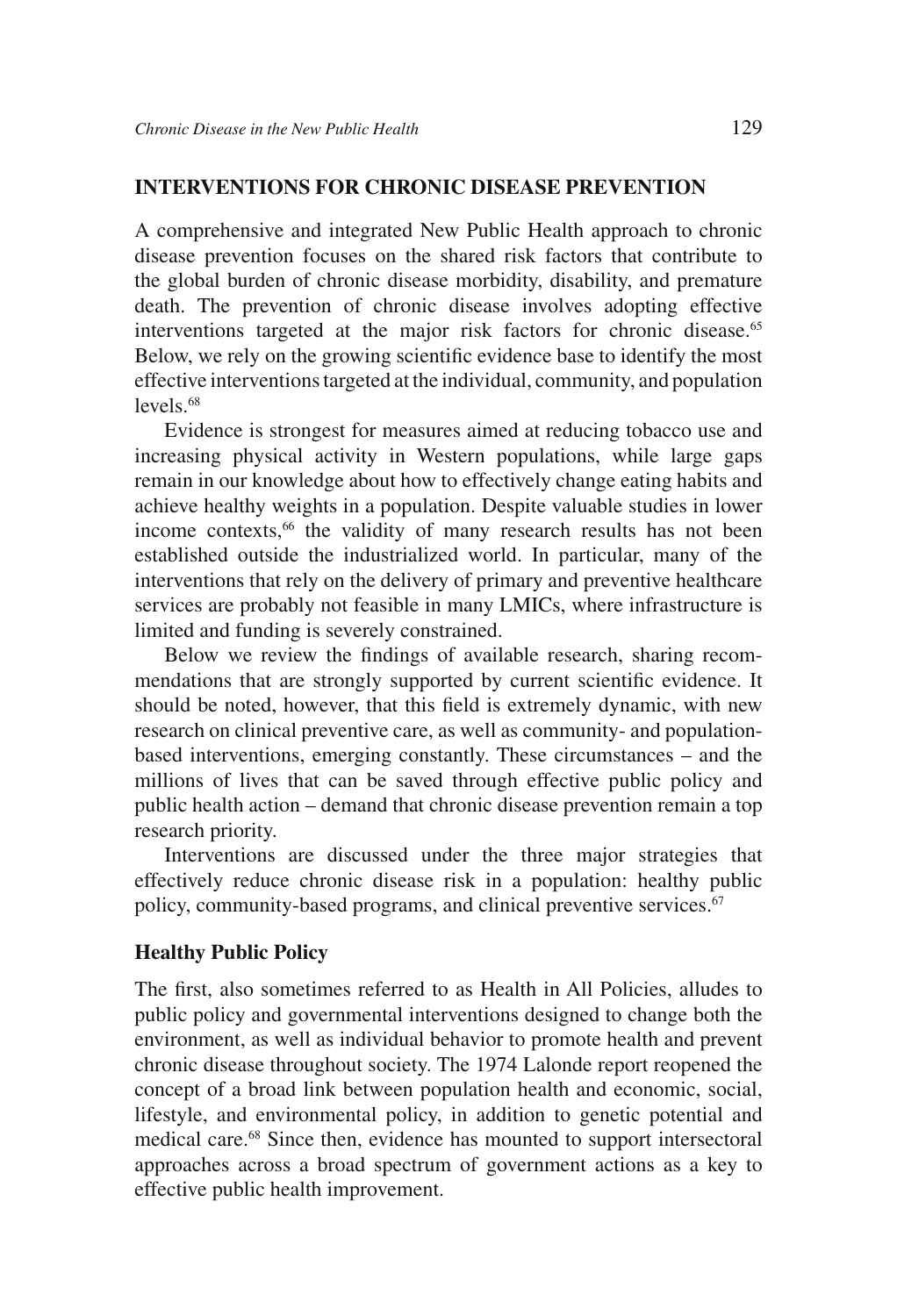## INTERVENTIONS FOR CHRONIC DISEASE PREVENTION

A comprehensive and integrated New Public Health approach to chronic disease prevention focuses on the shared risk factors that contribute to the global burden of chronic disease morbidity, disability, and premature death. The prevention of chronic disease involves adopting effective interventions targeted at the major risk factors for chronic disease.[65] Below, we rely on the growing scientific evidence base to identify the most effective interventions targeted at the individual, community, and population levels.[68]

Evidence is strongest for measures aimed at reducing tobacco use and increasing physical activity in Western populations, while large gaps remain in our knowledge about how to effectively change eating habits and achieve healthy weights in a population. Despite valuable studies in lower income contexts,[66] the validity of many research results has not been established outside the industrialized world. In particular, many of the interventions that rely on the delivery of primary and preventive healthcare services are probably not feasible in many LMICs, where infrastructure is limited and funding is severely constrained.

Below we review the findings of available research, sharing recommendations that are strongly supported by current scientific evidence. It should be noted, however, that this field is extremely dynamic, with new research on clinical preventive care, as well as community- and population-based interventions, emerging constantly. These circumstances – and the millions of lives that can be saved through effective public policy and public health action – demand that chronic disease prevention remain a top research priority.

Interventions are discussed under the three major strategies that effectively reduce chronic disease risk in a population: healthy public policy, community-based programs, and clinical preventive services.[67]

### Healthy Public Policy

The first, also sometimes referred to as Health in All Policies, alludes to public policy and governmental interventions designed to change both the environment, as well as individual behavior to promote health and prevent chronic disease throughout society. The 1974 Lalonde report reopened the concept of a broad link between population health and economic, social, lifestyle, and environmental policy, in addition to genetic potential and medical care.[68] Since then, evidence has mounted to support intersectoral approaches across a broad spectrum of government actions as a key to effective public health improvement.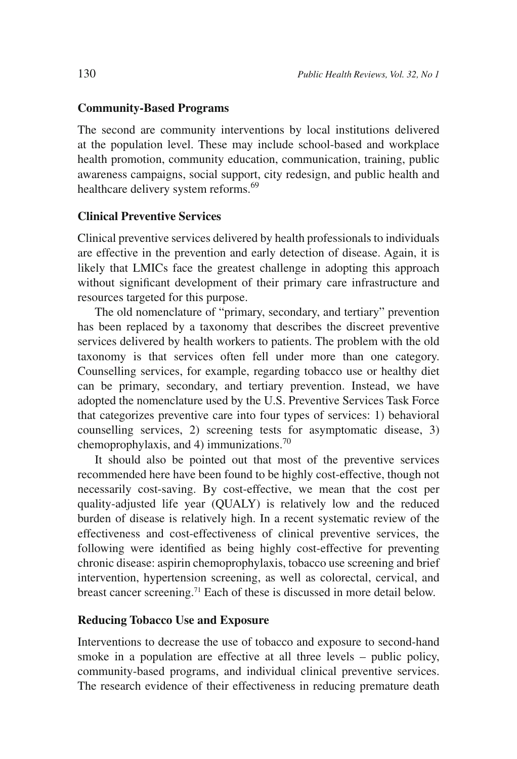### Community-Based Programs

The second are community interventions by local institutions delivered at the population level. These may include school-based and workplace health promotion, community education, communication, training, public awareness campaigns, social support, city redesign, and public health and healthcare delivery system reforms.[69]

### Clinical Preventive Services

Clinical preventive services delivered by health professionals to individuals are effective in the prevention and early detection of disease. Again, it is likely that LMICs face the greatest challenge in adopting this approach without significant development of their primary care infrastructure and resources targeted for this purpose.

The old nomenclature of "primary, secondary, and tertiary" prevention has been replaced by a taxonomy that describes the discreet preventive services delivered by health workers to patients. The problem with the old taxonomy is that services often fell under more than one category. Counselling services, for example, regarding tobacco use or healthy diet can be primary, secondary, and tertiary prevention. Instead, we have adopted the nomenclature used by the U.S. Preventive Services Task Force that categorizes preventive care into four types of services: 1) behavioral counselling services, 2) screening tests for asymptomatic disease, 3) chemoprophylaxis, and 4) immunizations.[70]

It should also be pointed out that most of the preventive services recommended here have been found to be highly cost-effective, though not necessarily cost-saving. By cost-effective, we mean that the cost per quality-adjusted life year (QUALY) is relatively low and the reduced burden of disease is relatively high. In a recent systematic review of the effectiveness and cost-effectiveness of clinical preventive services, the following were identified as being highly cost-effective for preventing chronic disease: aspirin chemoprophylaxis, tobacco use screening and brief intervention, hypertension screening, as well as colorectal, cervical, and breast cancer screening.[71] Each of these is discussed in more detail below.

### Reducing Tobacco Use and Exposure

Interventions to decrease the use of tobacco and exposure to second-hand smoke in a population are effective at all three levels – public policy, community-based programs, and individual clinical preventive services. The research evidence of their effectiveness in reducing premature death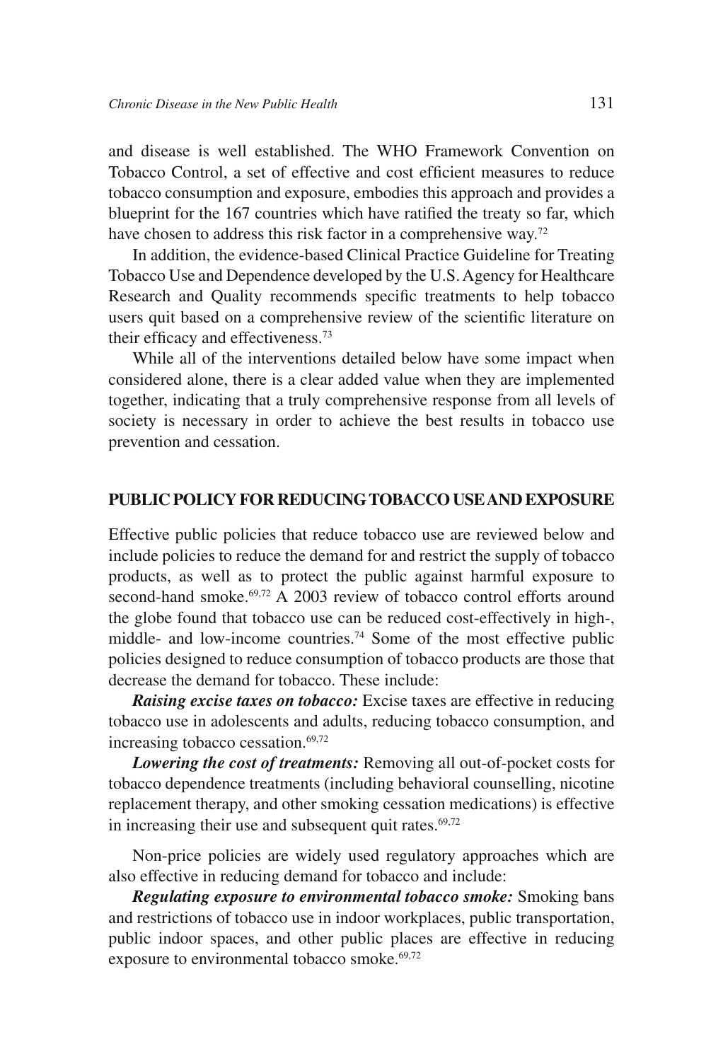and disease is well established. The WHO Framework Convention on Tobacco Control, a set of effective and cost efficient measures to reduce tobacco consumption and exposure, embodies this approach and provides a blueprint for the 167 countries which have ratified the treaty so far, which have chosen to address this risk factor in a comprehensive way.[72]

In addition, the evidence-based Clinical Practice Guideline for Treating Tobacco Use and Dependence developed by the U.S. Agency for Healthcare Research and Quality recommends specific treatments to help tobacco users quit based on a comprehensive review of the scientific literature on their efficacy and effectiveness.[73]

While all of the interventions detailed below have some impact when considered alone, there is a clear added value when they are implemented together, indicating that a truly comprehensive response from all levels of society is necessary in order to achieve the best results in tobacco use prevention and cessation.

## PUBLIC POLICY FOR REDUCING TOBACCO USE AND EXPOSURE

Effective public policies that reduce tobacco use are reviewed below and include policies to reduce the demand for and restrict the supply of tobacco products, as well as to protect the public against harmful exposure to second-hand smoke.[69,72] A 2003 review of tobacco control efforts around the globe found that tobacco use can be reduced cost-effectively in high-, middle- and low-income countries.[74] Some of the most effective public policies designed to reduce consumption of tobacco products are those that decrease the demand for tobacco. These include:

***Raising excise taxes on tobacco:*** Excise taxes are effective in reducing tobacco use in adolescents and adults, reducing tobacco consumption, and increasing tobacco cessation.[69,72]

***Lowering the cost of treatments:*** Removing all out-of-pocket costs for tobacco dependence treatments (including behavioral counselling, nicotine replacement therapy, and other smoking cessation medications) is effective in increasing their use and subsequent quit rates.[69,72]

Non-price policies are widely used regulatory approaches which are also effective in reducing demand for tobacco and include:

***Regulating exposure to environmental tobacco smoke:*** Smoking bans and restrictions of tobacco use in indoor workplaces, public transportation, public indoor spaces, and other public places are effective in reducing exposure to environmental tobacco smoke.[69,72]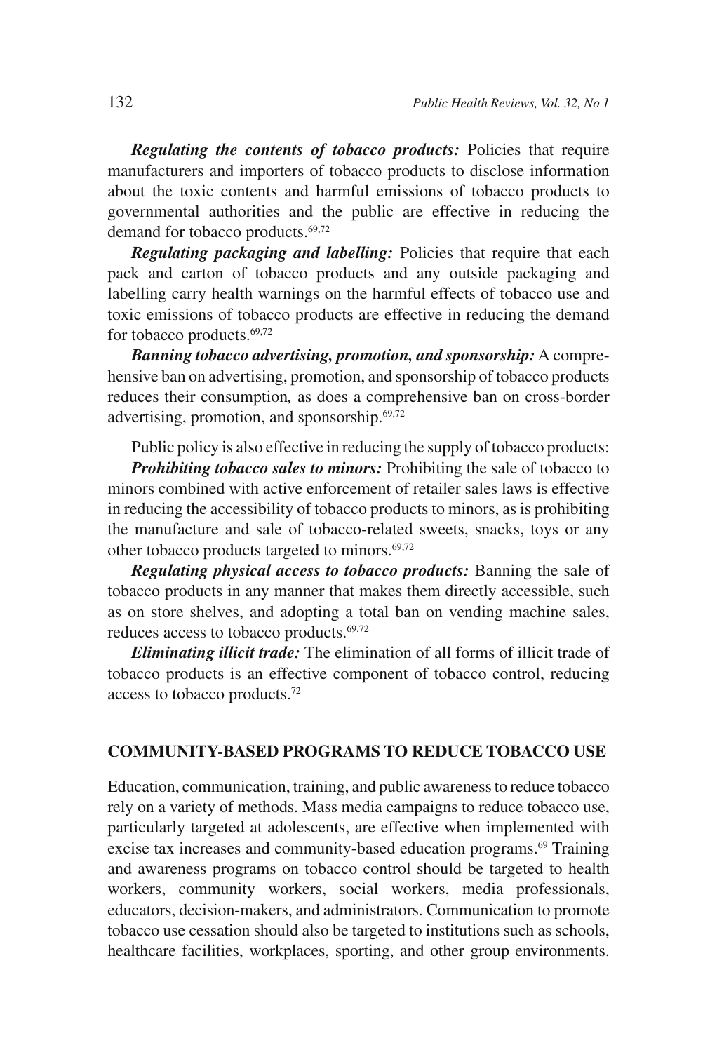***Regulating the contents of tobacco products:*** Policies that require manufacturers and importers of tobacco products to disclose information about the toxic contents and harmful emissions of tobacco products to governmental authorities and the public are effective in reducing the demand for tobacco products.[69,72]

***Regulating packaging and labelling:*** Policies that require that each pack and carton of tobacco products and any outside packaging and labelling carry health warnings on the harmful effects of tobacco use and toxic emissions of tobacco products are effective in reducing the demand for tobacco products.[69,72]

***Banning tobacco advertising, promotion, and sponsorship:*** A comprehensive ban on advertising, promotion, and sponsorship of tobacco products reduces their consumption*,* as does a comprehensive ban on cross-border advertising, promotion, and sponsorship.[69,72]

Public policy is also effective in reducing the supply of tobacco products:

***Prohibiting tobacco sales to minors:*** Prohibiting the sale of tobacco to minors combined with active enforcement of retailer sales laws is effective in reducing the accessibility of tobacco products to minors, as is prohibiting the manufacture and sale of tobacco-related sweets, snacks, toys or any other tobacco products targeted to minors.[69,72]

***Regulating physical access to tobacco products:*** Banning the sale of tobacco products in any manner that makes them directly accessible, such as on store shelves, and adopting a total ban on vending machine sales, reduces access to tobacco products.[69,72]

***Eliminating illicit trade:*** The elimination of all forms of illicit trade of tobacco products is an effective component of tobacco control, reducing access to tobacco products.[72]

## COMMUNITY-BASED PROGRAMS TO REDUCE TOBACCO USE

Education, communication, training, and public awareness to reduce tobacco rely on a variety of methods. Mass media campaigns to reduce tobacco use, particularly targeted at adolescents, are effective when implemented with excise tax increases and community-based education programs.[69] Training and awareness programs on tobacco control should be targeted to health workers, community workers, social workers, media professionals, educators, decision-makers, and administrators. Communication to promote tobacco use cessation should also be targeted to institutions such as schools, healthcare facilities, workplaces, sporting, and other group environments.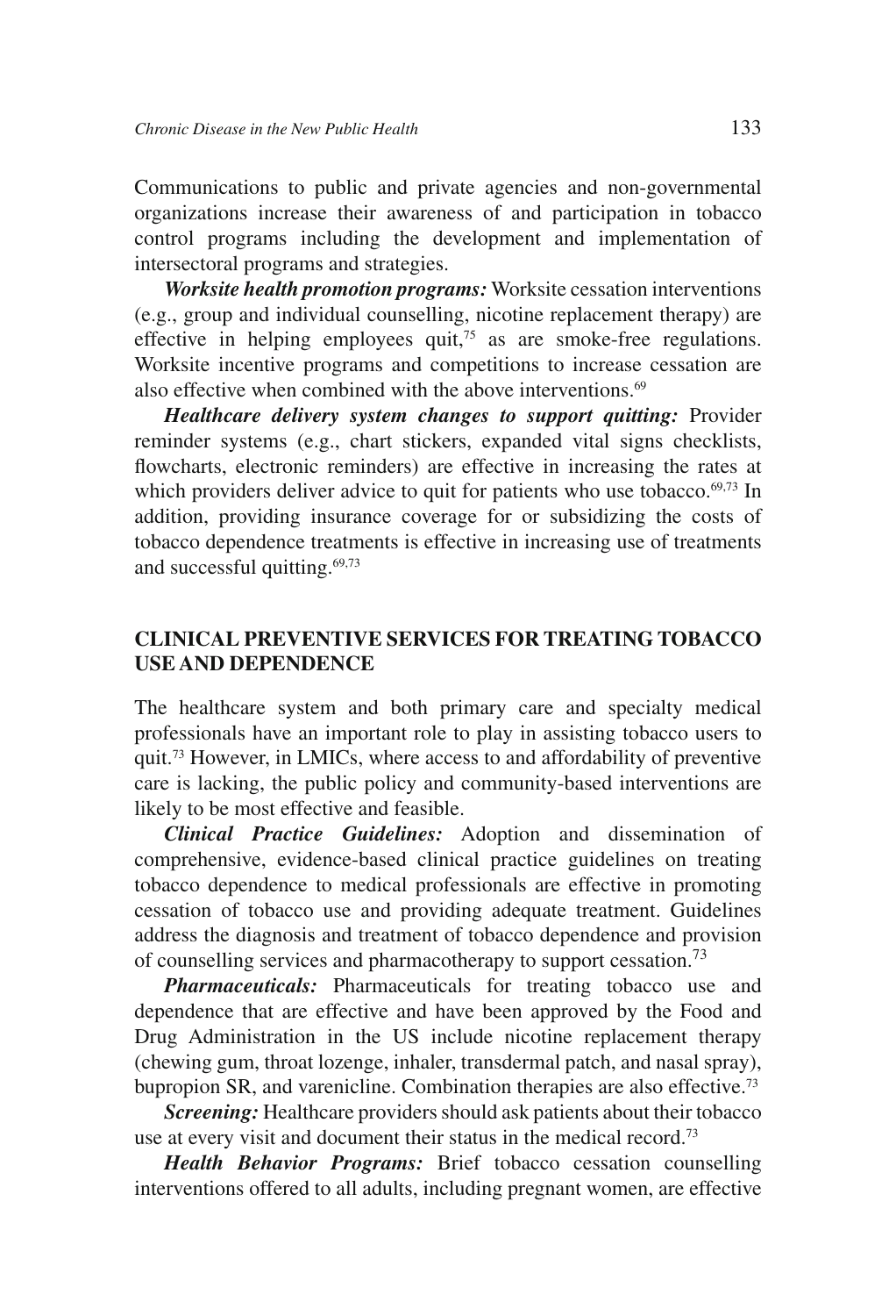Communications to public and private agencies and non-governmental organizations increase their awareness of and participation in tobacco control programs including the development and implementation of intersectoral programs and strategies.

***Worksite health promotion programs:*** Worksite cessation interventions (e.g., group and individual counselling, nicotine replacement therapy) are effective in helping employees quit,[75] as are smoke-free regulations. Worksite incentive programs and competitions to increase cessation are also effective when combined with the above interventions.[69]

***Healthcare delivery system changes to support quitting:*** Provider reminder systems (e.g., chart stickers, expanded vital signs checklists, flowcharts, electronic reminders) are effective in increasing the rates at which providers deliver advice to quit for patients who use tobacco.[69,73] In addition, providing insurance coverage for or subsidizing the costs of tobacco dependence treatments is effective in increasing use of treatments and successful quitting.[69,73]

## CLINICAL PREVENTIVE SERVICES FOR TREATING TOBACCO USE AND DEPENDENCE

The healthcare system and both primary care and specialty medical professionals have an important role to play in assisting tobacco users to quit.[73] However, in LMICs, where access to and affordability of preventive care is lacking, the public policy and community-based interventions are likely to be most effective and feasible.

***Clinical Practice Guidelines:*** Adoption and dissemination of comprehensive, evidence-based clinical practice guidelines on treating tobacco dependence to medical professionals are effective in promoting cessation of tobacco use and providing adequate treatment. Guidelines address the diagnosis and treatment of tobacco dependence and provision of counselling services and pharmacotherapy to support cessation.[73]

***Pharmaceuticals:*** Pharmaceuticals for treating tobacco use and dependence that are effective and have been approved by the Food and Drug Administration in the US include nicotine replacement therapy (chewing gum, throat lozenge, inhaler, transdermal patch, and nasal spray), bupropion SR, and varenicline. Combination therapies are also effective.[73]

***Screening:*** Healthcare providers should ask patients about their tobacco use at every visit and document their status in the medical record.[73]

***Health Behavior Programs:*** Brief tobacco cessation counselling interventions offered to all adults, including pregnant women, are effective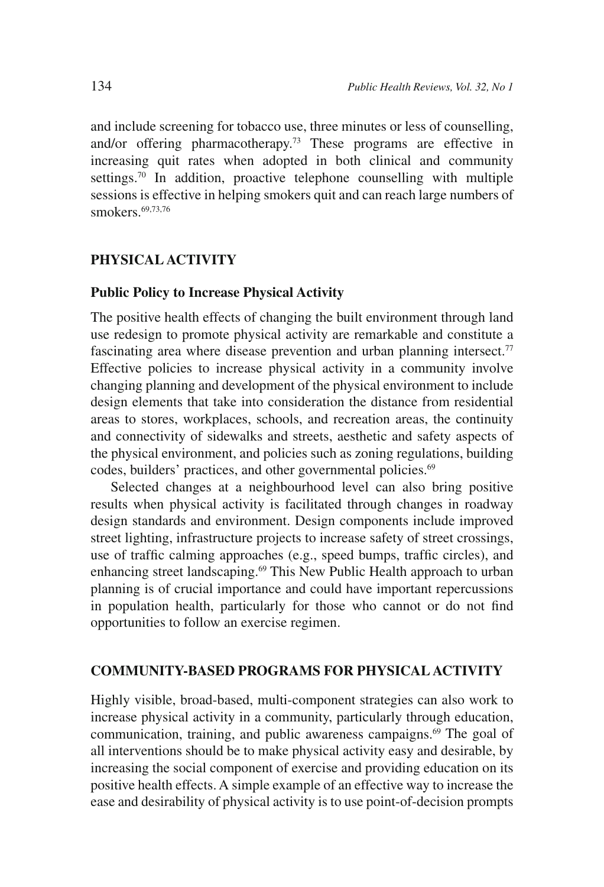and include screening for tobacco use, three minutes or less of counselling, and/or offering pharmacotherapy.[73] These programs are effective in increasing quit rates when adopted in both clinical and community settings.[70] In addition, proactive telephone counselling with multiple sessions is effective in helping smokers quit and can reach large numbers of smokers.[69,73,76]

## PHYSICAL ACTIVITY

### Public Policy to Increase Physical Activity

The positive health effects of changing the built environment through land use redesign to promote physical activity are remarkable and constitute a fascinating area where disease prevention and urban planning intersect.[77] Effective policies to increase physical activity in a community involve changing planning and development of the physical environment to include design elements that take into consideration the distance from residential areas to stores, workplaces, schools, and recreation areas, the continuity and connectivity of sidewalks and streets, aesthetic and safety aspects of the physical environment, and policies such as zoning regulations, building codes, builders' practices, and other governmental policies.[69]

Selected changes at a neighbourhood level can also bring positive results when physical activity is facilitated through changes in roadway design standards and environment. Design components include improved street lighting, infrastructure projects to increase safety of street crossings, use of traffic calming approaches (e.g., speed bumps, traffic circles), and enhancing street landscaping.[69] This New Public Health approach to urban planning is of crucial importance and could have important repercussions in population health, particularly for those who cannot or do not find opportunities to follow an exercise regimen.

## COMMUNITY-BASED PROGRAMS FOR PHYSICAL ACTIVITY

Highly visible, broad-based, multi-component strategies can also work to increase physical activity in a community, particularly through education, communication, training, and public awareness campaigns.[69] The goal of all interventions should be to make physical activity easy and desirable, by increasing the social component of exercise and providing education on its positive health effects. A simple example of an effective way to increase the ease and desirability of physical activity is to use point-of-decision prompts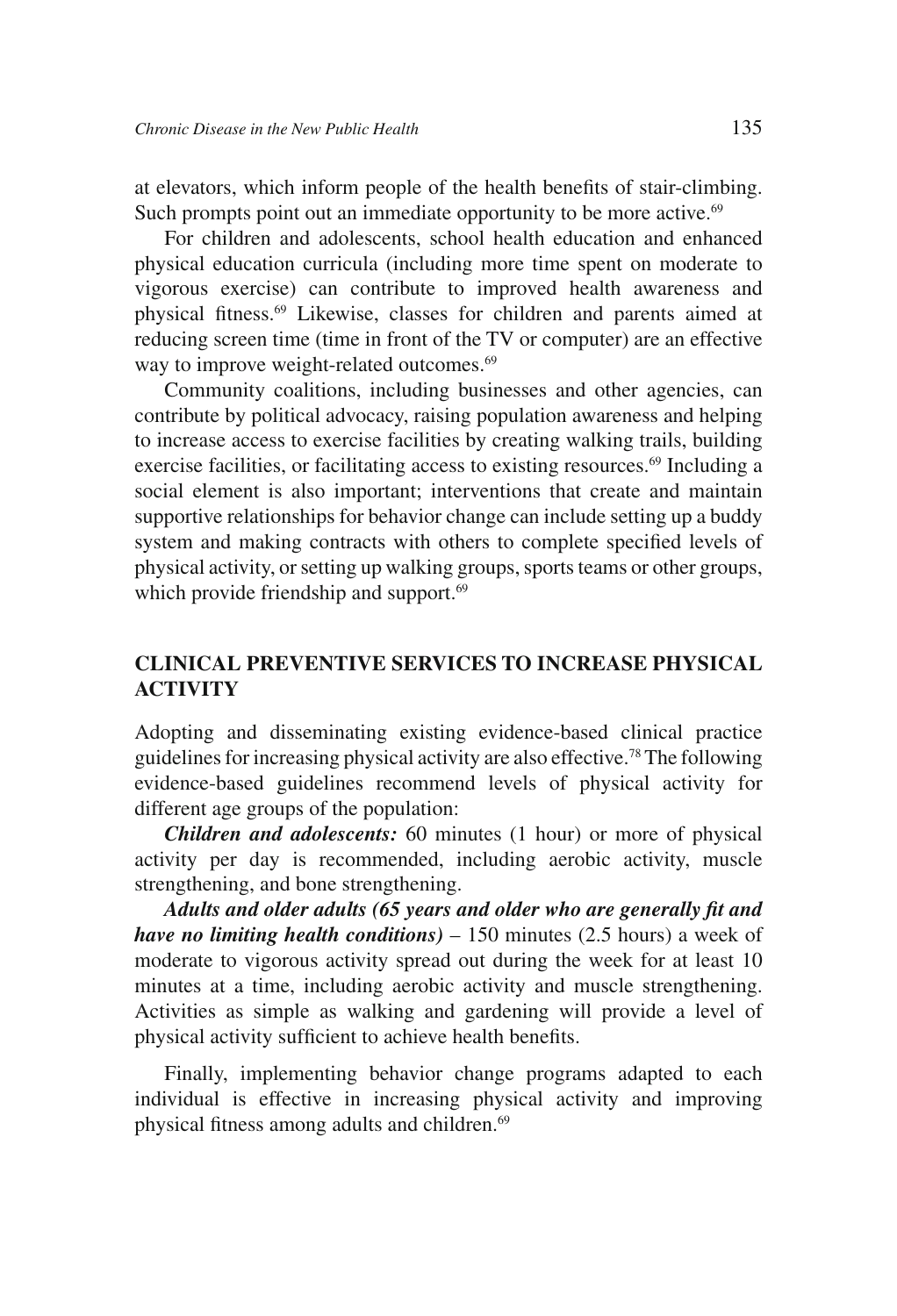at elevators, which inform people of the health benefits of stair-climbing. Such prompts point out an immediate opportunity to be more active.[69]

For children and adolescents, school health education and enhanced physical education curricula (including more time spent on moderate to vigorous exercise) can contribute to improved health awareness and physical fitness.[69] Likewise, classes for children and parents aimed at reducing screen time (time in front of the TV or computer) are an effective way to improve weight-related outcomes.[69]

Community coalitions, including businesses and other agencies, can contribute by political advocacy, raising population awareness and helping to increase access to exercise facilities by creating walking trails, building exercise facilities, or facilitating access to existing resources.[69] Including a social element is also important; interventions that create and maintain supportive relationships for behavior change can include setting up a buddy system and making contracts with others to complete specified levels of physical activity, or setting up walking groups, sports teams or other groups, which provide friendship and support.[69]

## CLINICAL PREVENTIVE SERVICES TO INCREASE PHYSICAL ACTIVITY

Adopting and disseminating existing evidence-based clinical practice guidelines for increasing physical activity are also effective.[78] The following evidence-based guidelines recommend levels of physical activity for different age groups of the population:

***Children and adolescents:*** 60 minutes (1 hour) or more of physical activity per day is recommended, including aerobic activity, muscle strengthening, and bone strengthening.

***Adults and older adults (65 years and older who are generally fit and have no limiting health conditions)*** – 150 minutes (2.5 hours) a week of moderate to vigorous activity spread out during the week for at least 10 minutes at a time, including aerobic activity and muscle strengthening. Activities as simple as walking and gardening will provide a level of physical activity sufficient to achieve health benefits.

Finally, implementing behavior change programs adapted to each individual is effective in increasing physical activity and improving physical fitness among adults and children.[69]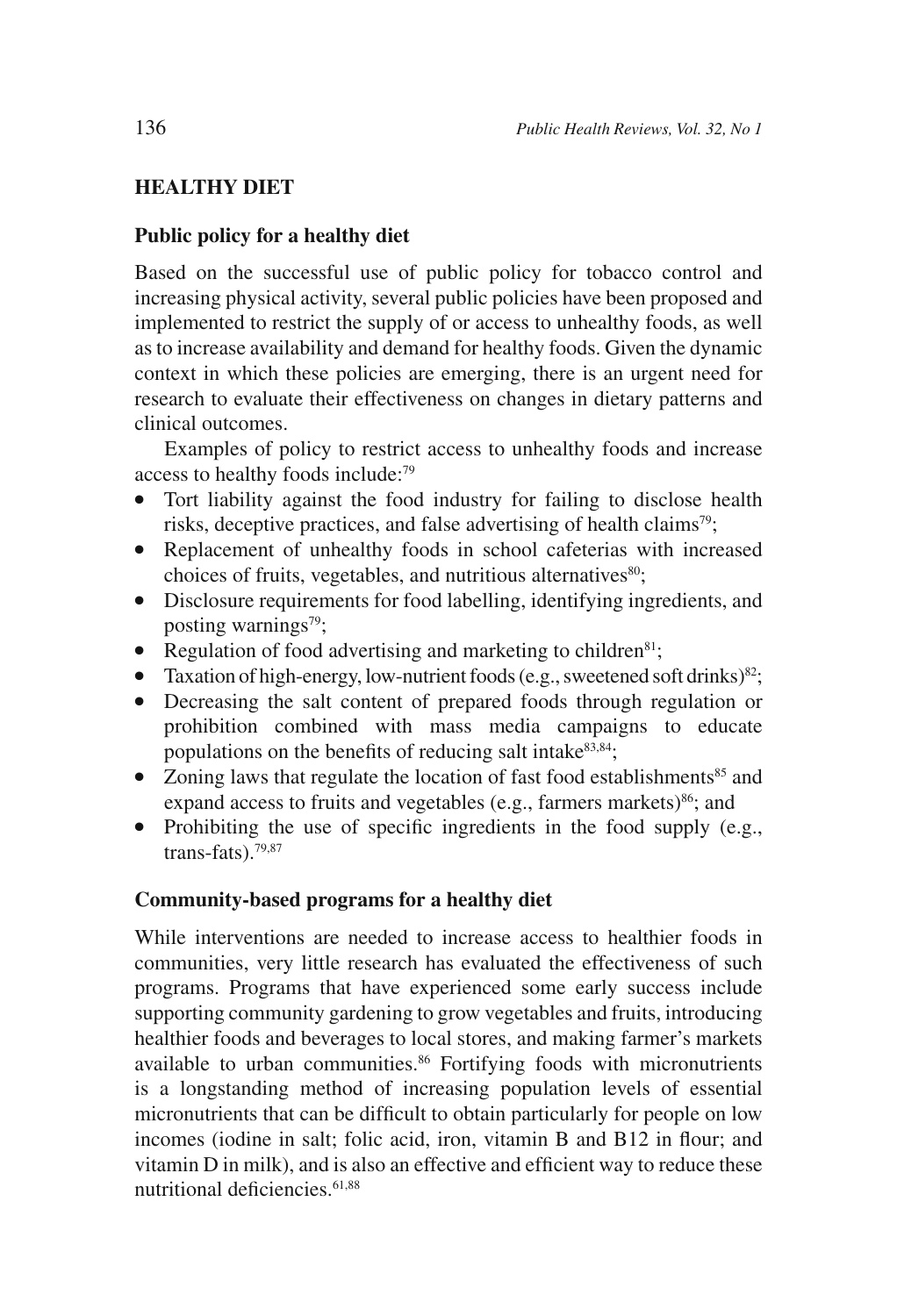## HEALTHY DIET

### Public policy for a healthy diet

Based on the successful use of public policy for tobacco control and increasing physical activity, several public policies have been proposed and implemented to restrict the supply of or access to unhealthy foods, as well as to increase availability and demand for healthy foods. Given the dynamic context in which these policies are emerging, there is an urgent need for research to evaluate their effectiveness on changes in dietary patterns and clinical outcomes.

Examples of policy to restrict access to unhealthy foods and increase access to healthy foods include:[79]

- Tort liability against the food industry for failing to disclose health risks, deceptive practices, and false advertising of health claims[79];
- Replacement of unhealthy foods in school cafeterias with increased choices of fruits, vegetables, and nutritious alternatives[80];
- Disclosure requirements for food labelling, identifying ingredients, and posting warnings[79];
- Regulation of food advertising and marketing to children[81];
- Taxation of high-energy, low-nutrient foods (e.g., sweetened soft drinks)[82];
- Decreasing the salt content of prepared foods through regulation or prohibition combined with mass media campaigns to educate populations on the benefits of reducing salt intake[83,84];
- Zoning laws that regulate the location of fast food establishments[85] and expand access to fruits and vegetables (e.g., farmers markets)[86]; and
- Prohibiting the use of specific ingredients in the food supply (e.g., trans-fats).[79,87]

### Community-based programs for a healthy diet

While interventions are needed to increase access to healthier foods in communities, very little research has evaluated the effectiveness of such programs. Programs that have experienced some early success include supporting community gardening to grow vegetables and fruits, introducing healthier foods and beverages to local stores, and making farmer's markets available to urban communities.[86] Fortifying foods with micronutrients is a longstanding method of increasing population levels of essential micronutrients that can be difficult to obtain particularly for people on low incomes (iodine in salt; folic acid, iron, vitamin B and B12 in flour; and vitamin D in milk), and is also an effective and efficient way to reduce these nutritional deficiencies.[61,88]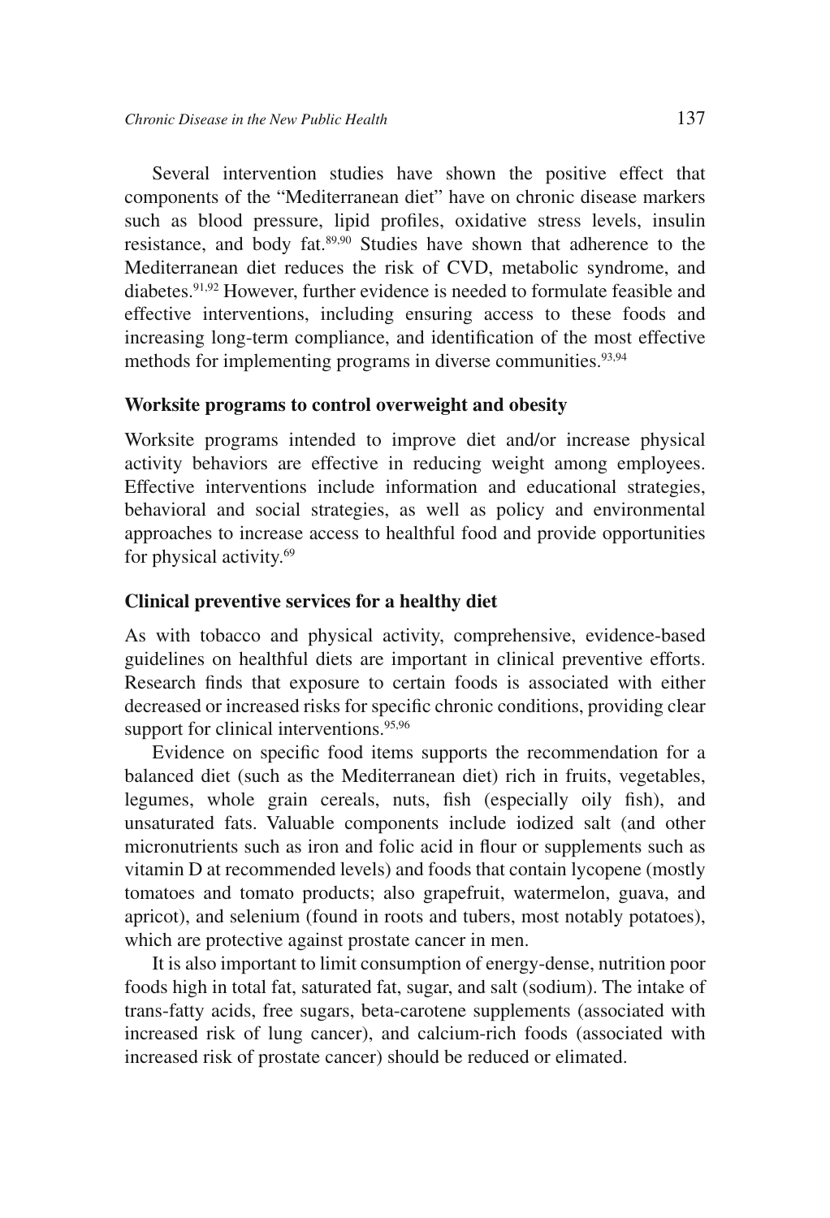Several intervention studies have shown the positive effect that components of the "Mediterranean diet" have on chronic disease markers such as blood pressure, lipid profiles, oxidative stress levels, insulin resistance, and body fat.[89,90] Studies have shown that adherence to the Mediterranean diet reduces the risk of CVD, metabolic syndrome, and diabetes.[91,92] However, further evidence is needed to formulate feasible and effective interventions, including ensuring access to these foods and increasing long-term compliance, and identification of the most effective methods for implementing programs in diverse communities.[93,94]

### Worksite programs to control overweight and obesity

Worksite programs intended to improve diet and/or increase physical activity behaviors are effective in reducing weight among employees. Effective interventions include information and educational strategies, behavioral and social strategies, as well as policy and environmental approaches to increase access to healthful food and provide opportunities for physical activity.[69]

### Clinical preventive services for a healthy diet

As with tobacco and physical activity, comprehensive, evidence-based guidelines on healthful diets are important in clinical preventive efforts. Research finds that exposure to certain foods is associated with either decreased or increased risks for specific chronic conditions, providing clear support for clinical interventions.[95,96]

Evidence on specific food items supports the recommendation for a balanced diet (such as the Mediterranean diet) rich in fruits, vegetables, legumes, whole grain cereals, nuts, fish (especially oily fish), and unsaturated fats. Valuable components include iodized salt (and other micronutrients such as iron and folic acid in flour or supplements such as vitamin D at recommended levels) and foods that contain lycopene (mostly tomatoes and tomato products; also grapefruit, watermelon, guava, and apricot), and selenium (found in roots and tubers, most notably potatoes), which are protective against prostate cancer in men.

It is also important to limit consumption of energy-dense, nutrition poor foods high in total fat, saturated fat, sugar, and salt (sodium). The intake of trans-fatty acids, free sugars, beta-carotene supplements (associated with increased risk of lung cancer), and calcium-rich foods (associated with increased risk of prostate cancer) should be reduced or elimated.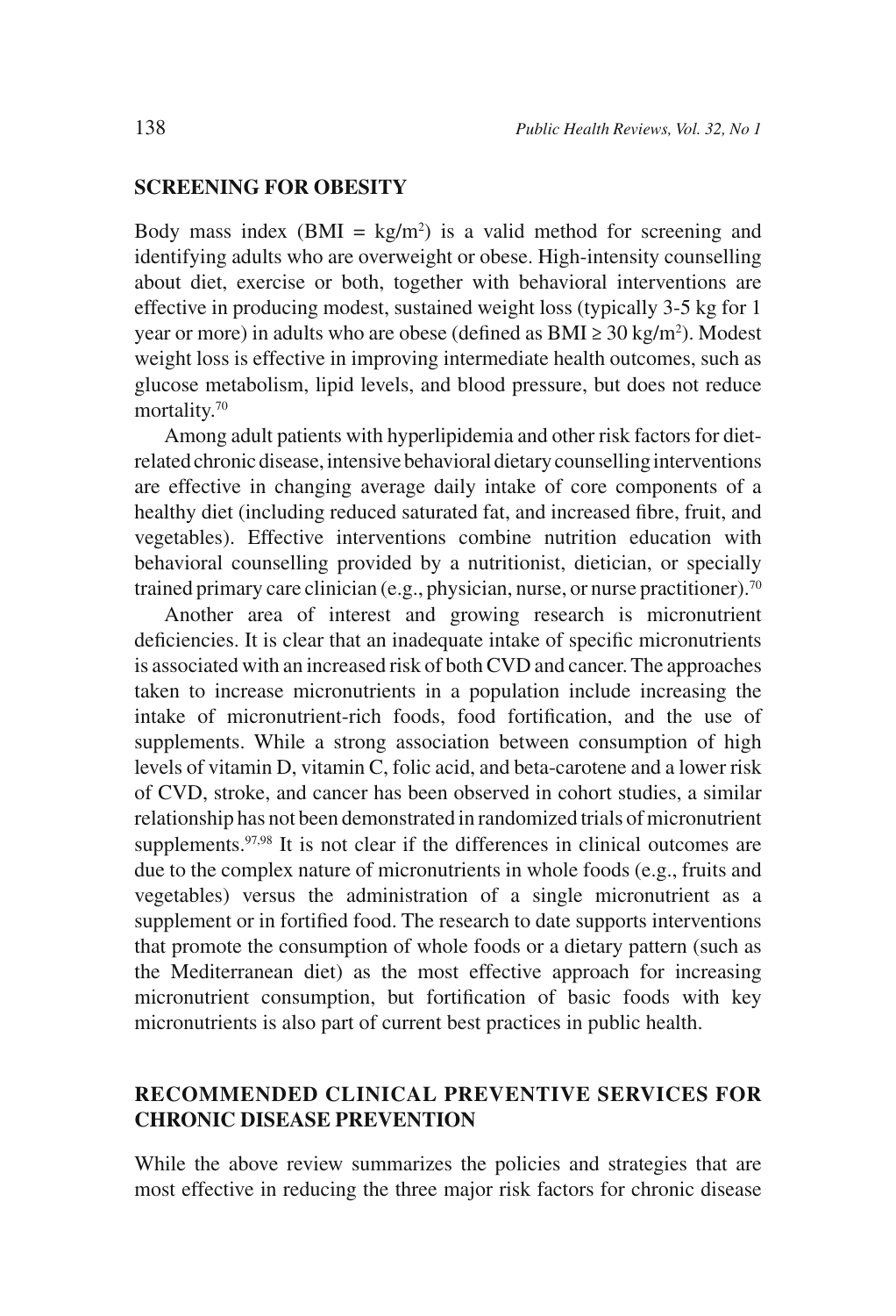## SCREENING FOR OBESITY

Body mass index (BMI = $kg/m^2$) is a valid method for screening and identifying adults who are overweight or obese. High-intensity counselling about diet, exercise or both, together with behavioral interventions are effective in producing modest, sustained weight loss (typically 3-5 kg for 1 year or more) in adults who are obese (defined as BMI ≥ 30 $kg/m^2$). Modest weight loss is effective in improving intermediate health outcomes, such as glucose metabolism, lipid levels, and blood pressure, but does not reduce mortality.[70]

Among adult patients with hyperlipidemia and other risk factors for diet-related chronic disease, intensive behavioral dietary counselling interventions are effective in changing average daily intake of core components of a healthy diet (including reduced saturated fat, and increased fibre, fruit, and vegetables). Effective interventions combine nutrition education with behavioral counselling provided by a nutritionist, dietician, or specially trained primary care clinician (e.g., physician, nurse, or nurse practitioner).[70]

Another area of interest and growing research is micronutrient deficiencies. It is clear that an inadequate intake of specific micronutrients is associated with an increased risk of both CVD and cancer. The approaches taken to increase micronutrients in a population include increasing the intake of micronutrient-rich foods, food fortification, and the use of supplements. While a strong association between consumption of high levels of vitamin D, vitamin C, folic acid, and beta-carotene and a lower risk of CVD, stroke, and cancer has been observed in cohort studies, a similar relationship has not been demonstrated in randomized trials of micronutrient supplements.[97,98] It is not clear if the differences in clinical outcomes are due to the complex nature of micronutrients in whole foods (e.g., fruits and vegetables) versus the administration of a single micronutrient as a supplement or in fortified food. The research to date supports interventions that promote the consumption of whole foods or a dietary pattern (such as the Mediterranean diet) as the most effective approach for increasing micronutrient consumption, but fortification of basic foods with key micronutrients is also part of current best practices in public health.

## RECOMMENDED CLINICAL PREVENTIVE SERVICES FOR CHRONIC DISEASE PREVENTION

While the above review summarizes the policies and strategies that are most effective in reducing the three major risk factors for chronic disease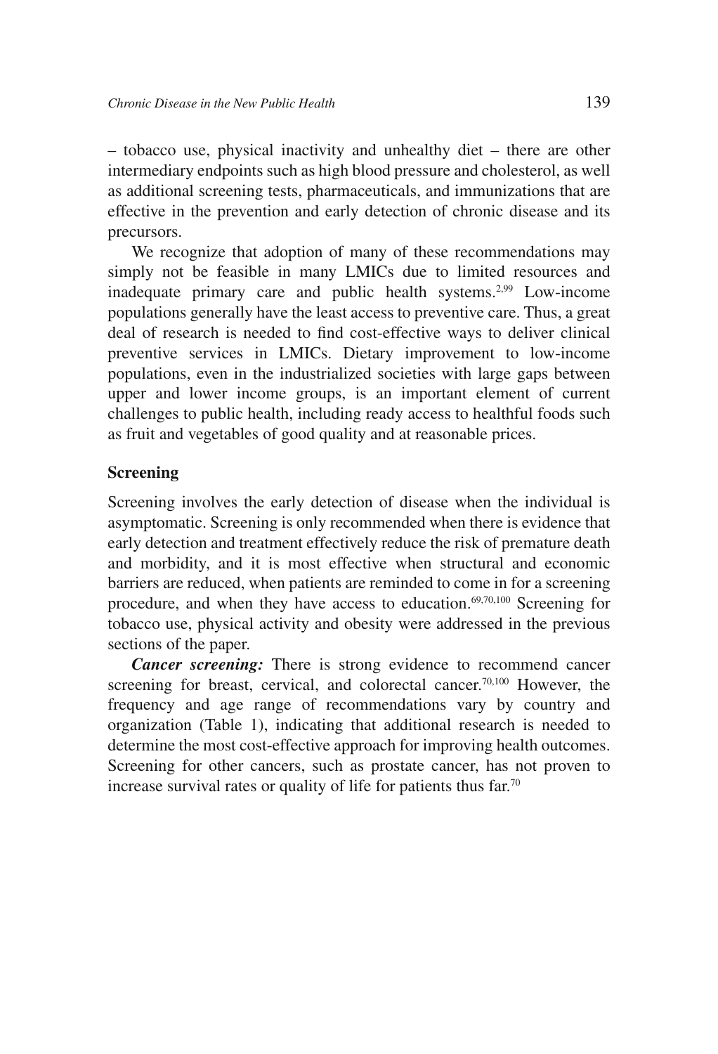– tobacco use, physical inactivity and unhealthy diet – there are other intermediary endpoints such as high blood pressure and cholesterol, as well as additional screening tests, pharmaceuticals, and immunizations that are effective in the prevention and early detection of chronic disease and its precursors.

We recognize that adoption of many of these recommendations may simply not be feasible in many LMICs due to limited resources and inadequate primary care and public health systems.[2,99] Low-income populations generally have the least access to preventive care. Thus, a great deal of research is needed to find cost-effective ways to deliver clinical preventive services in LMICs. Dietary improvement to low-income populations, even in the industrialized societies with large gaps between upper and lower income groups, is an important element of current challenges to public health, including ready access to healthful foods such as fruit and vegetables of good quality and at reasonable prices.

### Screening

Screening involves the early detection of disease when the individual is asymptomatic. Screening is only recommended when there is evidence that early detection and treatment effectively reduce the risk of premature death and morbidity, and it is most effective when structural and economic barriers are reduced, when patients are reminded to come in for a screening procedure, and when they have access to education.[69,70,100] Screening for tobacco use, physical activity and obesity were addressed in the previous sections of the paper.

***Cancer screening:*** There is strong evidence to recommend cancer screening for breast, cervical, and colorectal cancer.[70,100] However, the frequency and age range of recommendations vary by country and organization (Table 1), indicating that additional research is needed to determine the most cost-effective approach for improving health outcomes. Screening for other cancers, such as prostate cancer, has not proven to increase survival rates or quality of life for patients thus far.[70]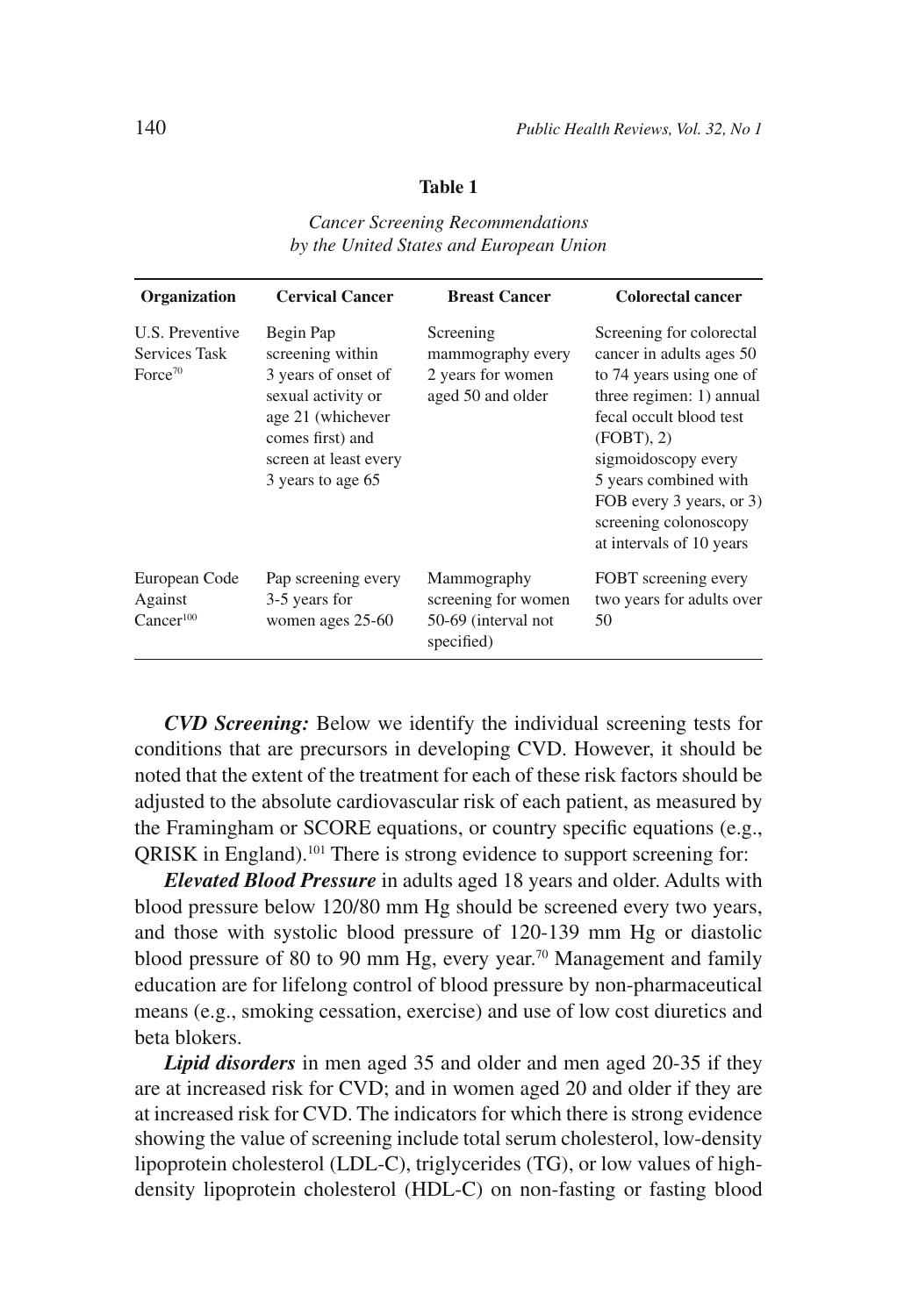**Table 1**

*Cancer Screening Recommendations by the United States and European Union*

| Organization | Cervical Cancer | Breast Cancer | Colorectal cancer |
|---|---|---|---|
| U.S. Preventive Services Task Force[70] | Begin Pap screening within 3 years of onset of sexual activity or age 21 (whichever comes first) and screen at least every 3 years to age 65 | Screening mammography every 2 years for women aged 50 and older | Screening for colorectal cancer in adults ages 50 to 74 years using one of three regimen: 1) annual fecal occult blood test (FOBT), 2) sigmoidoscopy every 5 years combined with FOB every 3 years, or 3) screening colonoscopy at intervals of 10 years |
| European Code Against Cancer[100] | Pap screening every 3-5 years for women ages 25-60 | Mammography screening for women 50-69 (interval not specified) | FOBT screening every two years for adults over 50 |

***CVD Screening:*** Below we identify the individual screening tests for conditions that are precursors in developing CVD. However, it should be noted that the extent of the treatment for each of these risk factors should be adjusted to the absolute cardiovascular risk of each patient, as measured by the Framingham or SCORE equations, or country specific equations (e.g., QRISK in England).[101] There is strong evidence to support screening for:

***Elevated Blood Pressure*** in adults aged 18 years and older. Adults with blood pressure below 120/80 mm Hg should be screened every two years, and those with systolic blood pressure of 120-139 mm Hg or diastolic blood pressure of 80 to 90 mm Hg, every year.[70] Management and family education are for lifelong control of blood pressure by non-pharmaceutical means (e.g., smoking cessation, exercise) and use of low cost diuretics and beta blokers.

***Lipid disorders*** in men aged 35 and older and men aged 20-35 if they are at increased risk for CVD; and in women aged 20 and older if they are at increased risk for CVD. The indicators for which there is strong evidence showing the value of screening include total serum cholesterol, low-density lipoprotein cholesterol (LDL-C), triglycerides (TG), or low values of high-density lipoprotein cholesterol (HDL-C) on non-fasting or fasting blood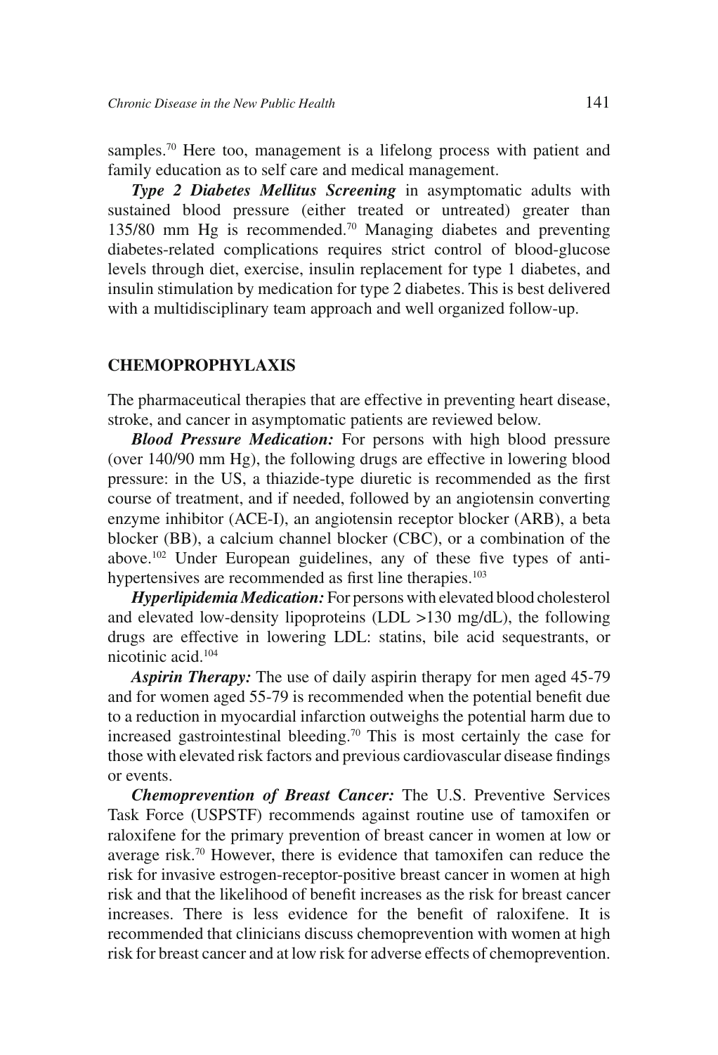samples.[70] Here too, management is a lifelong process with patient and family education as to self care and medical management.

***Type 2 Diabetes Mellitus Screening*** in asymptomatic adults with sustained blood pressure (either treated or untreated) greater than 135/80 mm Hg is recommended.[70] Managing diabetes and preventing diabetes-related complications requires strict control of blood-glucose levels through diet, exercise, insulin replacement for type 1 diabetes, and insulin stimulation by medication for type 2 diabetes. This is best delivered with a multidisciplinary team approach and well organized follow-up.

## CHEMOPROPHYLAXIS

The pharmaceutical therapies that are effective in preventing heart disease, stroke, and cancer in asymptomatic patients are reviewed below.

***Blood Pressure Medication:*** For persons with high blood pressure (over 140/90 mm Hg), the following drugs are effective in lowering blood pressure: in the US, a thiazide-type diuretic is recommended as the first course of treatment, and if needed, followed by an angiotensin converting enzyme inhibitor (ACE-I), an angiotensin receptor blocker (ARB), a beta blocker (BB), a calcium channel blocker (CBC), or a combination of the above.[102] Under European guidelines, any of these five types of anti-hypertensives are recommended as first line therapies.[103]

***Hyperlipidemia Medication:*** For persons with elevated blood cholesterol and elevated low-density lipoproteins (LDL >130 mg/dL), the following drugs are effective in lowering LDL: statins, bile acid sequestrants, or nicotinic acid.[104]

***Aspirin Therapy:*** The use of daily aspirin therapy for men aged 45-79 and for women aged 55-79 is recommended when the potential benefit due to a reduction in myocardial infarction outweighs the potential harm due to increased gastrointestinal bleeding.[70] This is most certainly the case for those with elevated risk factors and previous cardiovascular disease findings or events.

***Chemoprevention of Breast Cancer:*** The U.S. Preventive Services Task Force (USPSTF) recommends against routine use of tamoxifen or raloxifene for the primary prevention of breast cancer in women at low or average risk.[70] However, there is evidence that tamoxifen can reduce the risk for invasive estrogen-receptor-positive breast cancer in women at high risk and that the likelihood of benefit increases as the risk for breast cancer increases. There is less evidence for the benefit of raloxifene. It is recommended that clinicians discuss chemoprevention with women at high risk for breast cancer and at low risk for adverse effects of chemoprevention.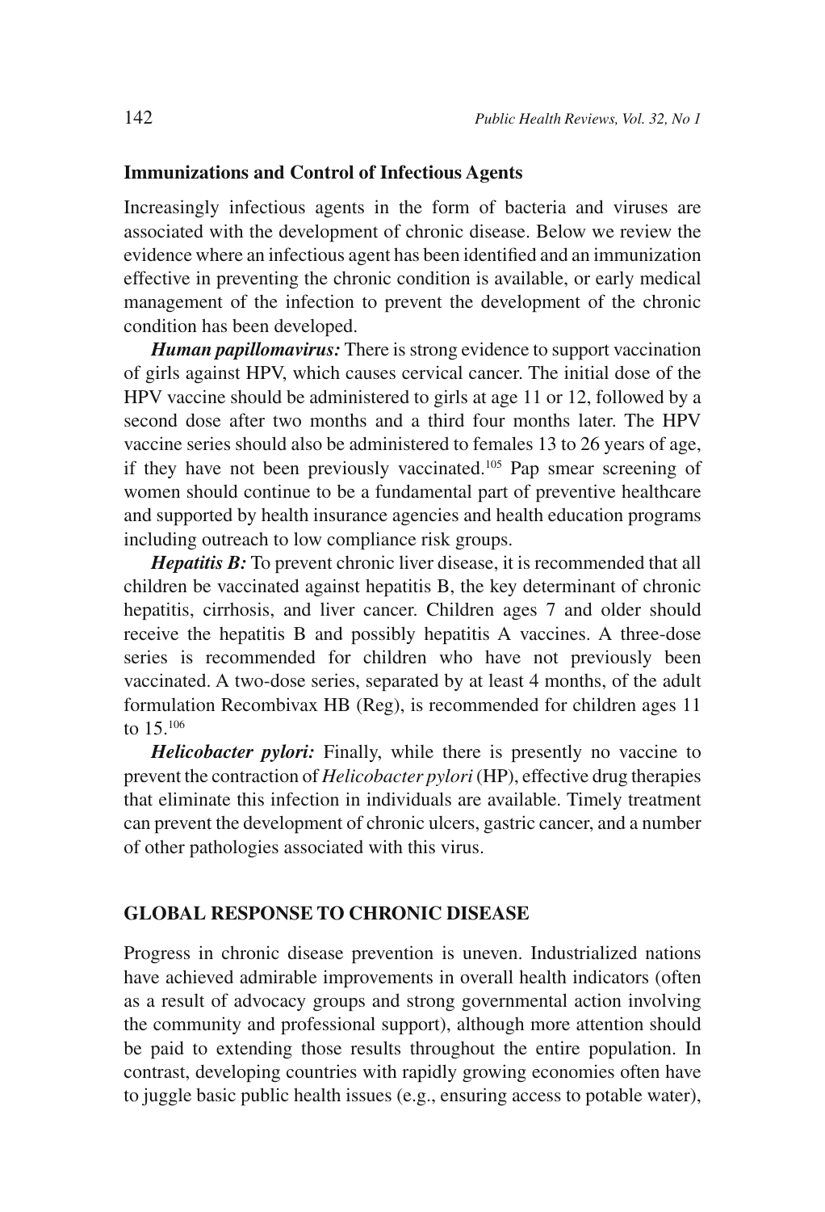### Immunizations and Control of Infectious Agents

Increasingly infectious agents in the form of bacteria and viruses are associated with the development of chronic disease. Below we review the evidence where an infectious agent has been identified and an immunization effective in preventing the chronic condition is available, or early medical management of the infection to prevent the development of the chronic condition has been developed.

***Human papillomavirus:*** There is strong evidence to support vaccination of girls against HPV, which causes cervical cancer. The initial dose of the HPV vaccine should be administered to girls at age 11 or 12, followed by a second dose after two months and a third four months later. The HPV vaccine series should also be administered to females 13 to 26 years of age, if they have not been previously vaccinated.[105] Pap smear screening of women should continue to be a fundamental part of preventive healthcare and supported by health insurance agencies and health education programs including outreach to low compliance risk groups.

***Hepatitis B:*** To prevent chronic liver disease, it is recommended that all children be vaccinated against hepatitis B, the key determinant of chronic hepatitis, cirrhosis, and liver cancer. Children ages 7 and older should receive the hepatitis B and possibly hepatitis A vaccines. A three-dose series is recommended for children who have not previously been vaccinated. A two-dose series, separated by at least 4 months, of the adult formulation Recombivax HB (Reg), is recommended for children ages 11 to 15.[106]

***Helicobacter pylori:*** Finally, while there is presently no vaccine to prevent the contraction of *Helicobacter pylori* (HP), effective drug therapies that eliminate this infection in individuals are available. Timely treatment can prevent the development of chronic ulcers, gastric cancer, and a number of other pathologies associated with this virus.

## GLOBAL RESPONSE TO CHRONIC DISEASE

Progress in chronic disease prevention is uneven. Industrialized nations have achieved admirable improvements in overall health indicators (often as a result of advocacy groups and strong governmental action involving the community and professional support), although more attention should be paid to extending those results throughout the entire population. In contrast, developing countries with rapidly growing economies often have to juggle basic public health issues (e.g., ensuring access to potable water),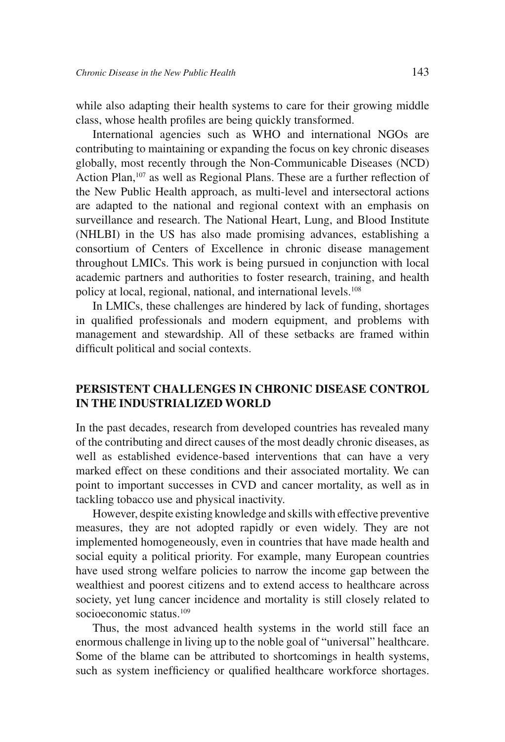while also adapting their health systems to care for their growing middle class, whose health profiles are being quickly transformed.

International agencies such as WHO and international NGOs are contributing to maintaining or expanding the focus on key chronic diseases globally, most recently through the Non-Communicable Diseases (NCD) Action Plan,[107] as well as Regional Plans. These are a further reflection of the New Public Health approach, as multi-level and intersectoral actions are adapted to the national and regional context with an emphasis on surveillance and research. The National Heart, Lung, and Blood Institute (NHLBI) in the US has also made promising advances, establishing a consortium of Centers of Excellence in chronic disease management throughout LMICs. This work is being pursued in conjunction with local academic partners and authorities to foster research, training, and health policy at local, regional, national, and international levels.[108]

In LMICs, these challenges are hindered by lack of funding, shortages in qualified professionals and modern equipment, and problems with management and stewardship. All of these setbacks are framed within difficult political and social contexts.

## PERSISTENT CHALLENGES IN CHRONIC DISEASE CONTROL IN THE INDUSTRIALIZED WORLD

In the past decades, research from developed countries has revealed many of the contributing and direct causes of the most deadly chronic diseases, as well as established evidence-based interventions that can have a very marked effect on these conditions and their associated mortality. We can point to important successes in CVD and cancer mortality, as well as in tackling tobacco use and physical inactivity.

However, despite existing knowledge and skills with effective preventive measures, they are not adopted rapidly or even widely. They are not implemented homogeneously, even in countries that have made health and social equity a political priority. For example, many European countries have used strong welfare policies to narrow the income gap between the wealthiest and poorest citizens and to extend access to healthcare across society, yet lung cancer incidence and mortality is still closely related to socioeconomic status.[109]

Thus, the most advanced health systems in the world still face an enormous challenge in living up to the noble goal of "universal" healthcare. Some of the blame can be attributed to shortcomings in health systems, such as system inefficiency or qualified healthcare workforce shortages.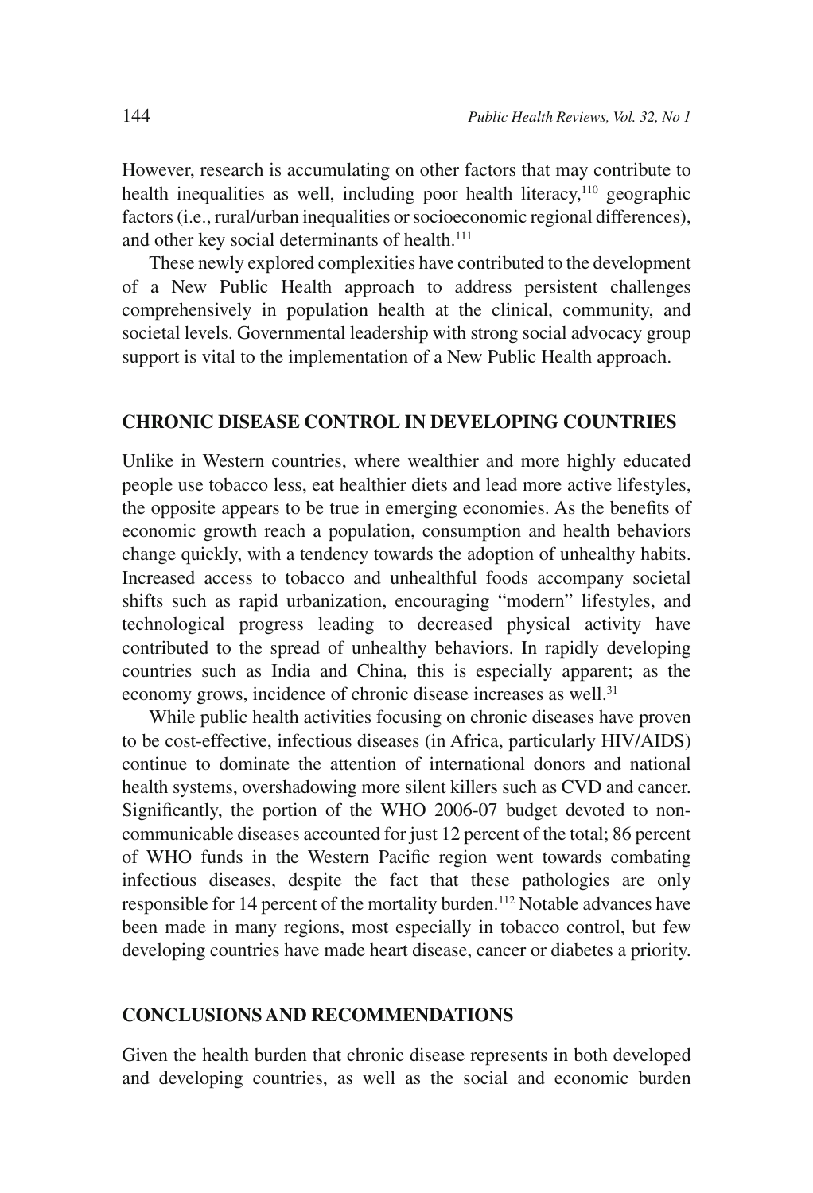However, research is accumulating on other factors that may contribute to health inequalities as well, including poor health literacy,[110] geographic factors (i.e., rural/urban inequalities or socioeconomic regional differences), and other key social determinants of health.[111]

These newly explored complexities have contributed to the development of a New Public Health approach to address persistent challenges comprehensively in population health at the clinical, community, and societal levels. Governmental leadership with strong social advocacy group support is vital to the implementation of a New Public Health approach.

## CHRONIC DISEASE CONTROL IN DEVELOPING COUNTRIES

Unlike in Western countries, where wealthier and more highly educated people use tobacco less, eat healthier diets and lead more active lifestyles, the opposite appears to be true in emerging economies. As the benefits of economic growth reach a population, consumption and health behaviors change quickly, with a tendency towards the adoption of unhealthy habits. Increased access to tobacco and unhealthful foods accompany societal shifts such as rapid urbanization, encouraging "modern" lifestyles, and technological progress leading to decreased physical activity have contributed to the spread of unhealthy behaviors. In rapidly developing countries such as India and China, this is especially apparent; as the economy grows, incidence of chronic disease increases as well.[31]

While public health activities focusing on chronic diseases have proven to be cost-effective, infectious diseases (in Africa, particularly HIV/AIDS) continue to dominate the attention of international donors and national health systems, overshadowing more silent killers such as CVD and cancer. Significantly, the portion of the WHO 2006-07 budget devoted to non-communicable diseases accounted for just 12 percent of the total; 86 percent of WHO funds in the Western Pacific region went towards combating infectious diseases, despite the fact that these pathologies are only responsible for 14 percent of the mortality burden.[112] Notable advances have been made in many regions, most especially in tobacco control, but few developing countries have made heart disease, cancer or diabetes a priority.

## CONCLUSIONS AND RECOMMENDATIONS

Given the health burden that chronic disease represents in both developed and developing countries, as well as the social and economic burden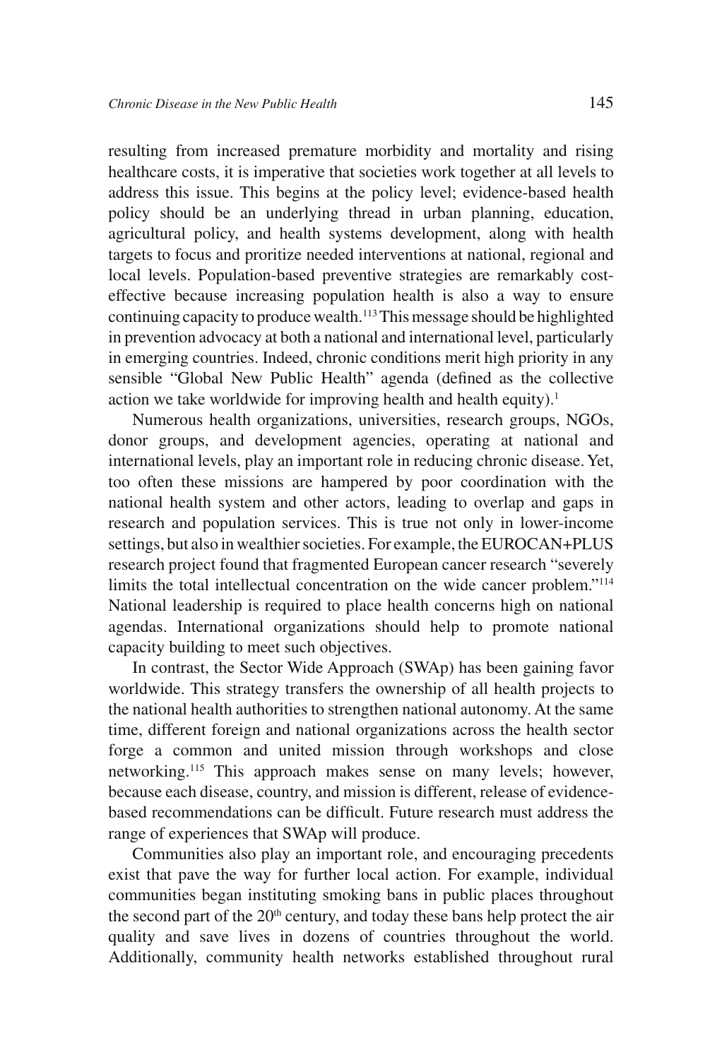resulting from increased premature morbidity and mortality and rising healthcare costs, it is imperative that societies work together at all levels to address this issue. This begins at the policy level; evidence-based health policy should be an underlying thread in urban planning, education, agricultural policy, and health systems development, along with health targets to focus and proritize needed interventions at national, regional and local levels. Population-based preventive strategies are remarkably cost-effective because increasing population health is also a way to ensure continuing capacity to produce wealth.[113] This message should be highlighted in prevention advocacy at both a national and international level, particularly in emerging countries. Indeed, chronic conditions merit high priority in any sensible "Global New Public Health" agenda (defined as the collective action we take worldwide for improving health and health equity).[1]

Numerous health organizations, universities, research groups, NGOs, donor groups, and development agencies, operating at national and international levels, play an important role in reducing chronic disease. Yet, too often these missions are hampered by poor coordination with the national health system and other actors, leading to overlap and gaps in research and population services. This is true not only in lower-income settings, but also in wealthier societies. For example, the EUROCAN+PLUS research project found that fragmented European cancer research "severely limits the total intellectual concentration on the wide cancer problem."[114] National leadership is required to place health concerns high on national agendas. International organizations should help to promote national capacity building to meet such objectives.

In contrast, the Sector Wide Approach (SWAp) has been gaining favor worldwide. This strategy transfers the ownership of all health projects to the national health authorities to strengthen national autonomy. At the same time, different foreign and national organizations across the health sector forge a common and united mission through workshops and close networking.[115] This approach makes sense on many levels; however, because each disease, country, and mission is different, release of evidence-based recommendations can be difficult. Future research must address the range of experiences that SWAp will produce.

Communities also play an important role, and encouraging precedents exist that pave the way for further local action. For example, individual communities began instituting smoking bans in public places throughout the second part of the 20th century, and today these bans help protect the air quality and save lives in dozens of countries throughout the world. Additionally, community health networks established throughout rural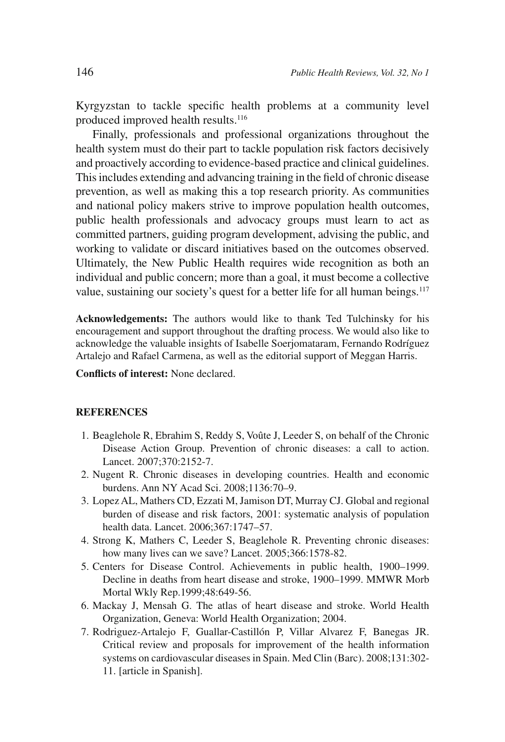Kyrgyzstan to tackle specific health problems at a community level produced improved health results.[116]

Finally, professionals and professional organizations throughout the health system must do their part to tackle population risk factors decisively and proactively according to evidence-based practice and clinical guidelines. This includes extending and advancing training in the field of chronic disease prevention, as well as making this a top research priority. As communities and national policy makers strive to improve population health outcomes, public health professionals and advocacy groups must learn to act as committed partners, guiding program development, advising the public, and working to validate or discard initiatives based on the outcomes observed. Ultimately, the New Public Health requires wide recognition as both an individual and public concern; more than a goal, it must become a collective value, sustaining our society's quest for a better life for all human beings.[117]

**Acknowledgements:** The authors would like to thank Ted Tulchinsky for his encouragement and support throughout the drafting process. We would also like to acknowledge the valuable insights of Isabelle Soerjomataram, Fernando Rodríguez Artalejo and Rafael Carmena, as well as the editorial support of Meggan Harris.

**Conflicts of interest:** None declared.

## REFERENCES

1. Beaglehole R, Ebrahim S, Reddy S, Voûte J, Leeder S, on behalf of the Chronic Disease Action Group. Prevention of chronic diseases: a call to action. Lancet. 2007;370:2152-7.
2. Nugent R. Chronic diseases in developing countries. Health and economic burdens. Ann NY Acad Sci. 2008;1136:70–9.
3. Lopez AL, Mathers CD, Ezzati M, Jamison DT, Murray CJ. Global and regional burden of disease and risk factors, 2001: systematic analysis of population health data. Lancet. 2006;367:1747–57.
4. Strong K, Mathers C, Leeder S, Beaglehole R. Preventing chronic diseases: how many lives can we save? Lancet. 2005;366:1578-82.
5. Centers for Disease Control. Achievements in public health, 1900–1999. Decline in deaths from heart disease and stroke, 1900–1999. MMWR Morb Mortal Wkly Rep.1999;48:649-56.
6. Mackay J, Mensah G. The atlas of heart disease and stroke. World Health Organization, Geneva: World Health Organization; 2004.
7. Rodriguez-Artalejo F, Guallar-Castillón P, Villar Alvarez F, Banegas JR. Critical review and proposals for improvement of the health information systems on cardiovascular diseases in Spain. Med Clin (Barc). 2008;131:302-11. [article in Spanish].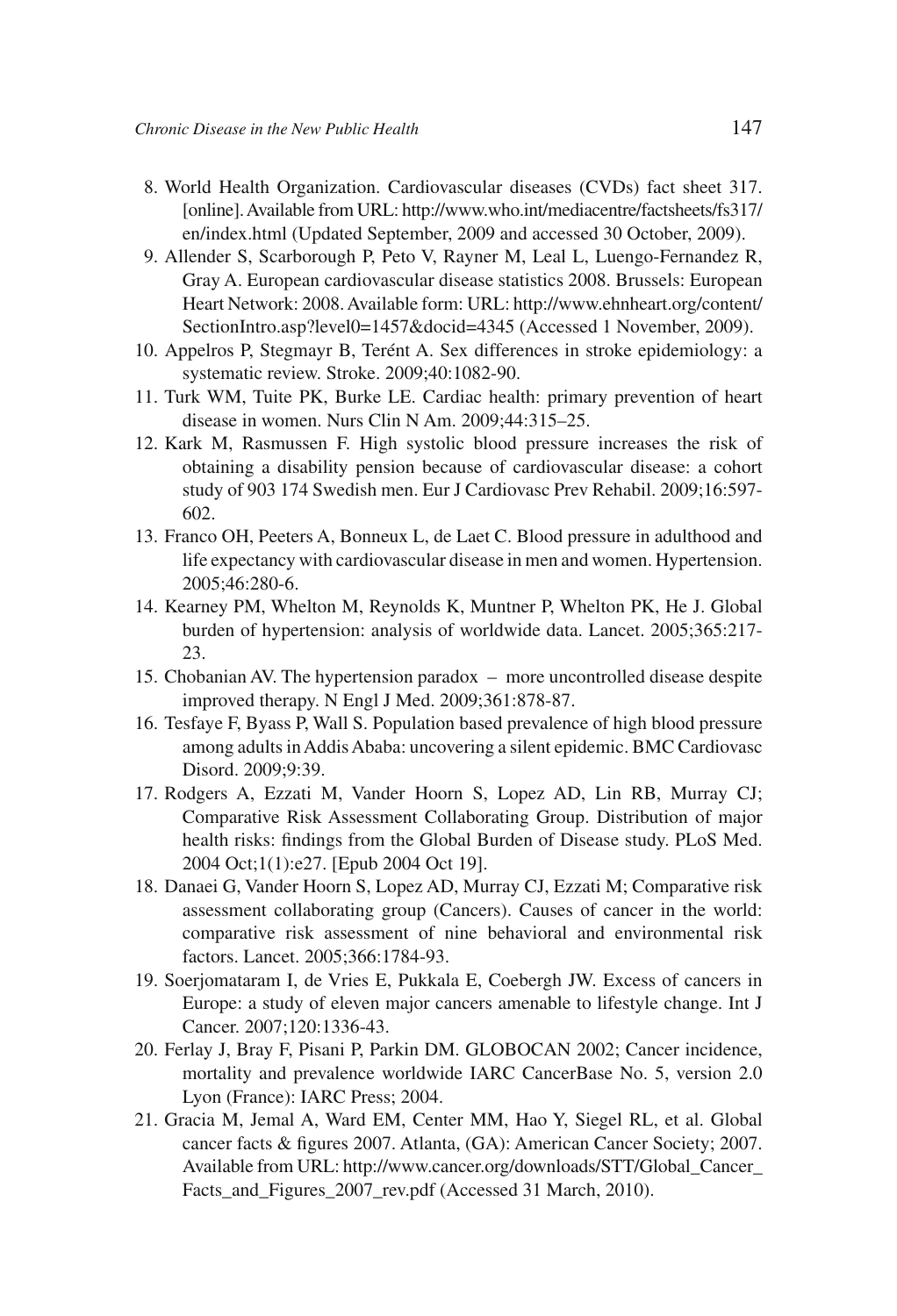8. World Health Organization. Cardiovascular diseases (CVDs) fact sheet 317. [online]. Available from URL: http://www.who.int/mediacentre/factsheets/fs317/en/index.html (Updated September, 2009 and accessed 30 October, 2009).
9. Allender S, Scarborough P, Peto V, Rayner M, Leal L, Luengo-Fernandez R, Gray A. European cardiovascular disease statistics 2008. Brussels: European Heart Network: 2008. Available form: URL: http://www.ehnheart.org/content/SectionIntro.asp?level0=1457&docid=4345 (Accessed 1 November, 2009).
10. Appelros P, Stegmayr B, Terént A. Sex differences in stroke epidemiology: a systematic review. Stroke. 2009;40:1082-90.
11. Turk WM, Tuite PK, Burke LE. Cardiac health: primary prevention of heart disease in women. Nurs Clin N Am. 2009;44:315–25.
12. Kark M, Rasmussen F. High systolic blood pressure increases the risk of obtaining a disability pension because of cardiovascular disease: a cohort study of 903 174 Swedish men. Eur J Cardiovasc Prev Rehabil. 2009;16:597-602.
13. Franco OH, Peeters A, Bonneux L, de Laet C. Blood pressure in adulthood and life expectancy with cardiovascular disease in men and women. Hypertension. 2005;46:280-6.
14. Kearney PM, Whelton M, Reynolds K, Muntner P, Whelton PK, He J. Global burden of hypertension: analysis of worldwide data. Lancet. 2005;365:217-23.
15. Chobanian AV. The hypertension paradox – more uncontrolled disease despite improved therapy. N Engl J Med. 2009;361:878-87.
16. Tesfaye F, Byass P, Wall S. Population based prevalence of high blood pressure among adults in Addis Ababa: uncovering a silent epidemic. BMC Cardiovasc Disord. 2009;9:39.
17. Rodgers A, Ezzati M, Vander Hoorn S, Lopez AD, Lin RB, Murray CJ; Comparative Risk Assessment Collaborating Group. Distribution of major health risks: findings from the Global Burden of Disease study. PLoS Med. 2004 Oct;1(1):e27. [Epub 2004 Oct 19].
18. Danaei G, Vander Hoorn S, Lopez AD, Murray CJ, Ezzati M; Comparative risk assessment collaborating group (Cancers). Causes of cancer in the world: comparative risk assessment of nine behavioral and environmental risk factors. Lancet. 2005;366:1784-93.
19. Soerjomataram I, de Vries E, Pukkala E, Coebergh JW. Excess of cancers in Europe: a study of eleven major cancers amenable to lifestyle change. Int J Cancer. 2007;120:1336-43.
20. Ferlay J, Bray F, Pisani P, Parkin DM. GLOBOCAN 2002; Cancer incidence, mortality and prevalence worldwide IARC CancerBase No. 5, version 2.0 Lyon (France): IARC Press; 2004.
21. Gracia M, Jemal A, Ward EM, Center MM, Hao Y, Siegel RL, et al. Global cancer facts & figures 2007. Atlanta, (GA): American Cancer Society; 2007. Available from URL: http://www.cancer.org/downloads/STT/Global_Cancer_Facts_and_Figures_2007_rev.pdf (Accessed 31 March, 2010).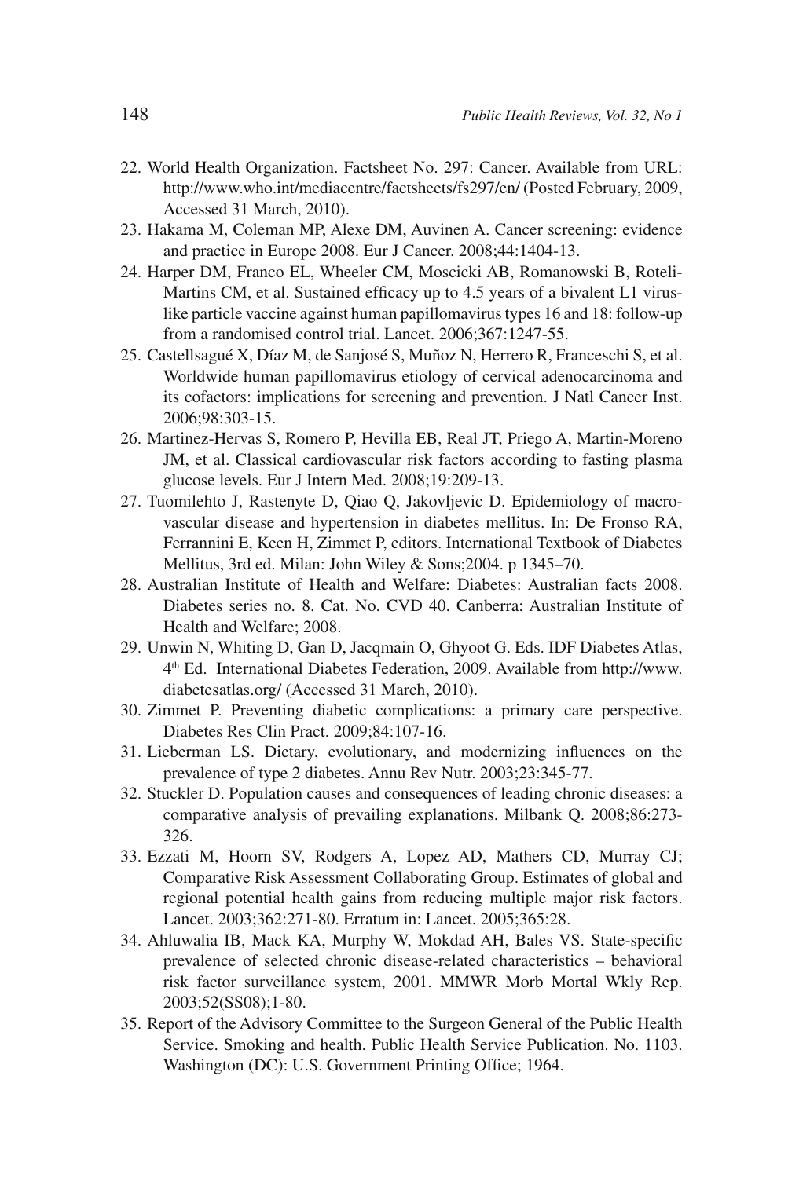22. World Health Organization. Factsheet No. 297: Cancer. Available from URL: http://www.who.int/mediacentre/factsheets/fs297/en/ (Posted February, 2009, Accessed 31 March, 2010).
23. Hakama M, Coleman MP, Alexe DM, Auvinen A. Cancer screening: evidence and practice in Europe 2008. Eur J Cancer. 2008;44:1404-13.
24. Harper DM, Franco EL, Wheeler CM, Moscicki AB, Romanowski B, Roteli-Martins CM, et al. Sustained efficacy up to 4.5 years of a bivalent L1 virus-like particle vaccine against human papillomavirus types 16 and 18: follow-up from a randomised control trial. Lancet. 2006;367:1247-55.
25. Castellsagué X, Díaz M, de Sanjosé S, Muñoz N, Herrero R, Franceschi S, et al. Worldwide human papillomavirus etiology of cervical adenocarcinoma and its cofactors: implications for screening and prevention. J Natl Cancer Inst. 2006;98:303-15.
26. Martinez-Hervas S, Romero P, Hevilla EB, Real JT, Priego A, Martin-Moreno JM, et al. Classical cardiovascular risk factors according to fasting plasma glucose levels. Eur J Intern Med. 2008;19:209-13.
27. Tuomilehto J, Rastenyte D, Qiao Q, Jakovljevic D. Epidemiology of macro-vascular disease and hypertension in diabetes mellitus. In: De Fronso RA, Ferrannini E, Keen H, Zimmet P, editors. International Textbook of Diabetes Mellitus, 3rd ed. Milan: John Wiley & Sons;2004. p 1345–70.
28. Australian Institute of Health and Welfare: Diabetes: Australian facts 2008. Diabetes series no. 8. Cat. No. CVD 40. Canberra: Australian Institute of Health and Welfare; 2008.
29. Unwin N, Whiting D, Gan D, Jacqmain O, Ghyoot G. Eds. IDF Diabetes Atlas, 4th Ed. International Diabetes Federation, 2009. Available from http://www.diabetesatlas.org/ (Accessed 31 March, 2010).
30. Zimmet P. Preventing diabetic complications: a primary care perspective. Diabetes Res Clin Pract. 2009;84:107-16.
31. Lieberman LS. Dietary, evolutionary, and modernizing influences on the prevalence of type 2 diabetes. Annu Rev Nutr. 2003;23:345-77.
32. Stuckler D. Population causes and consequences of leading chronic diseases: a comparative analysis of prevailing explanations. Milbank Q. 2008;86:273-326.
33. Ezzati M, Hoorn SV, Rodgers A, Lopez AD, Mathers CD, Murray CJ; Comparative Risk Assessment Collaborating Group. Estimates of global and regional potential health gains from reducing multiple major risk factors. Lancet. 2003;362:271-80. Erratum in: Lancet. 2005;365:28.
34. Ahluwalia IB, Mack KA, Murphy W, Mokdad AH, Bales VS. State-specific prevalence of selected chronic disease-related characteristics – behavioral risk factor surveillance system, 2001. MMWR Morb Mortal Wkly Rep. 2003;52(SS08);1-80.
35. Report of the Advisory Committee to the Surgeon General of the Public Health Service. Smoking and health. Public Health Service Publication. No. 1103. Washington (DC): U.S. Government Printing Office; 1964.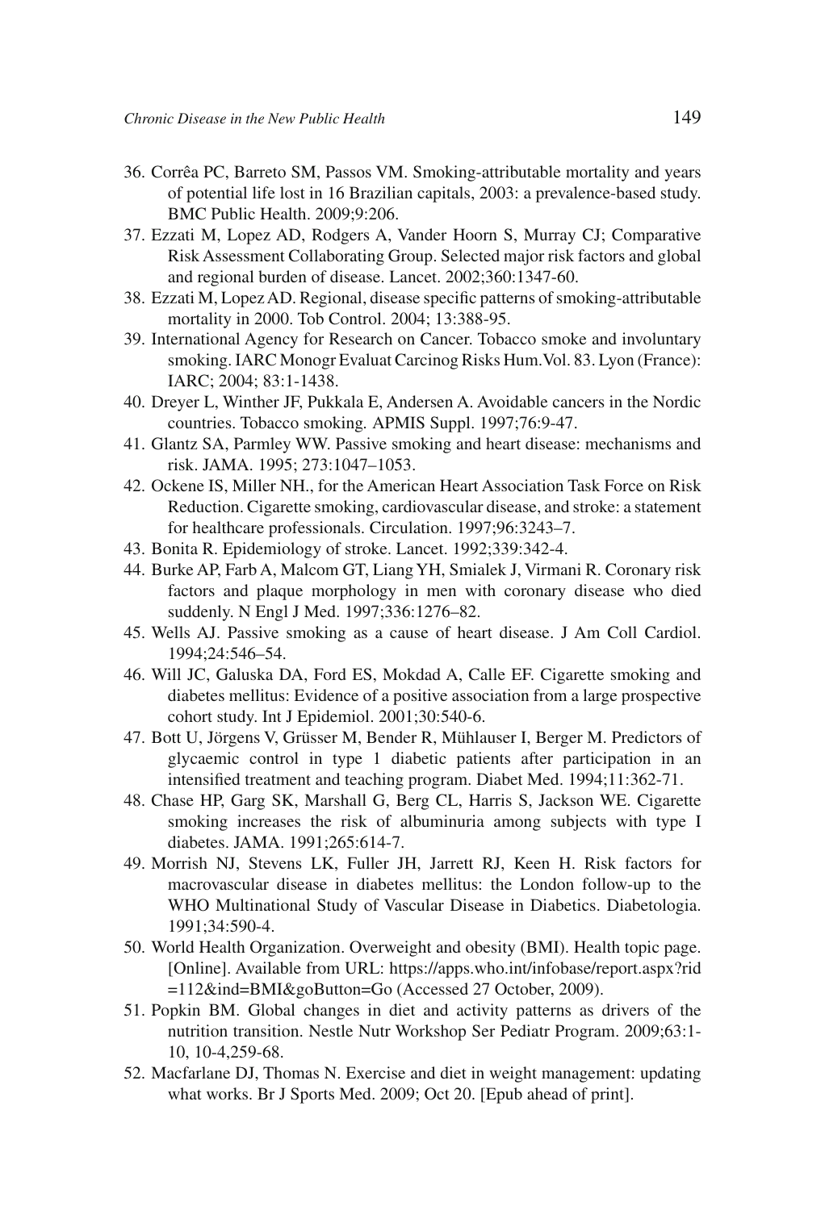36. Corrêa PC, Barreto SM, Passos VM. Smoking-attributable mortality and years of potential life lost in 16 Brazilian capitals, 2003: a prevalence-based study. BMC Public Health. 2009;9:206.
37. Ezzati M, Lopez AD, Rodgers A, Vander Hoorn S, Murray CJ; Comparative Risk Assessment Collaborating Group. Selected major risk factors and global and regional burden of disease. Lancet. 2002;360:1347-60.
38. Ezzati M, Lopez AD. Regional, disease specific patterns of smoking-attributable mortality in 2000. Tob Control. 2004; 13:388-95.
39. International Agency for Research on Cancer. Tobacco smoke and involuntary smoking. IARC Monogr Evaluat Carcinog Risks Hum. Vol. 83. Lyon (France): IARC; 2004; 83:1-1438.
40. Dreyer L, Winther JF, Pukkala E, Andersen A. Avoidable cancers in the Nordic countries. Tobacco smoking. APMIS Suppl. 1997;76:9-47.
41. Glantz SA, Parmley WW. Passive smoking and heart disease: mechanisms and risk. JAMA. 1995; 273:1047–1053.
42. Ockene IS, Miller NH., for the American Heart Association Task Force on Risk Reduction. Cigarette smoking, cardiovascular disease, and stroke: a statement for healthcare professionals. Circulation. 1997;96:3243–7.
43. Bonita R. Epidemiology of stroke. Lancet. 1992;339:342-4.
44. Burke AP, Farb A, Malcom GT, Liang YH, Smialek J, Virmani R. Coronary risk factors and plaque morphology in men with coronary disease who died suddenly. N Engl J Med. 1997;336:1276–82.
45. Wells AJ. Passive smoking as a cause of heart disease. J Am Coll Cardiol. 1994;24:546–54.
46. Will JC, Galuska DA, Ford ES, Mokdad A, Calle EF. Cigarette smoking and diabetes mellitus: Evidence of a positive association from a large prospective cohort study. Int J Epidemiol. 2001;30:540-6.
47. Bott U, Jörgens V, Grüsser M, Bender R, Mühlauser I, Berger M. Predictors of glycaemic control in type 1 diabetic patients after participation in an intensified treatment and teaching program. Diabet Med. 1994;11:362-71.
48. Chase HP, Garg SK, Marshall G, Berg CL, Harris S, Jackson WE. Cigarette smoking increases the risk of albuminuria among subjects with type I diabetes. JAMA. 1991;265:614-7.
49. Morrish NJ, Stevens LK, Fuller JH, Jarrett RJ, Keen H. Risk factors for macrovascular disease in diabetes mellitus: the London follow-up to the WHO Multinational Study of Vascular Disease in Diabetics. Diabetologia. 1991;34:590-4.
50. World Health Organization. Overweight and obesity (BMI). Health topic page. [Online]. Available from URL: https://apps.who.int/infobase/report.aspx?rid=112&ind=BMI&goButton=Go (Accessed 27 October, 2009).
51. Popkin BM. Global changes in diet and activity patterns as drivers of the nutrition transition. Nestle Nutr Workshop Ser Pediatr Program. 2009;63:1-10, 10-4,259-68.
52. Macfarlane DJ, Thomas N. Exercise and diet in weight management: updating what works. Br J Sports Med. 2009; Oct 20. [Epub ahead of print].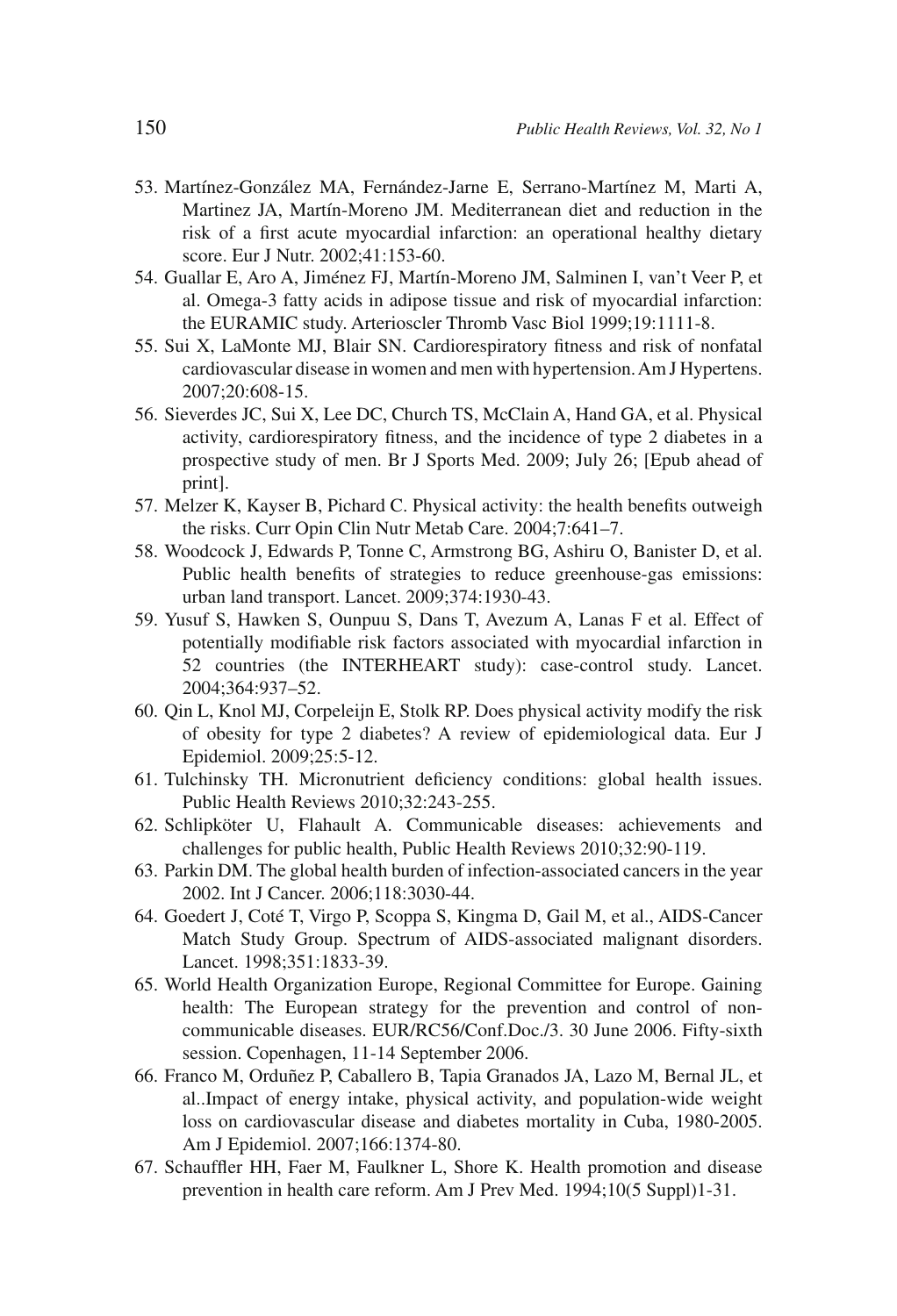53. Martínez-González MA, Fernández-Jarne E, Serrano-Martínez M, Marti A, Martinez JA, Martín-Moreno JM. Mediterranean diet and reduction in the risk of a first acute myocardial infarction: an operational healthy dietary score. Eur J Nutr. 2002;41:153-60.
54. Guallar E, Aro A, Jiménez FJ, Martín-Moreno JM, Salminen I, van't Veer P, et al. Omega-3 fatty acids in adipose tissue and risk of myocardial infarction: the EURAMIC study. Arterioscler Thromb Vasc Biol 1999;19:1111-8.
55. Sui X, LaMonte MJ, Blair SN. Cardiorespiratory fitness and risk of nonfatal cardiovascular disease in women and men with hypertension. Am J Hypertens. 2007;20:608-15.
56. Sieverdes JC, Sui X, Lee DC, Church TS, McClain A, Hand GA, et al. Physical activity, cardiorespiratory fitness, and the incidence of type 2 diabetes in a prospective study of men. Br J Sports Med. 2009; July 26; [Epub ahead of print].
57. Melzer K, Kayser B, Pichard C. Physical activity: the health benefits outweigh the risks. Curr Opin Clin Nutr Metab Care. 2004;7:641–7.
58. Woodcock J, Edwards P, Tonne C, Armstrong BG, Ashiru O, Banister D, et al. Public health benefits of strategies to reduce greenhouse-gas emissions: urban land transport. Lancet. 2009;374:1930-43.
59. Yusuf S, Hawken S, Ounpuu S, Dans T, Avezum A, Lanas F et al. Effect of potentially modifiable risk factors associated with myocardial infarction in 52 countries (the INTERHEART study): case-control study. Lancet. 2004;364:937–52.
60. Qin L, Knol MJ, Corpeleijn E, Stolk RP. Does physical activity modify the risk of obesity for type 2 diabetes? A review of epidemiological data. Eur J Epidemiol. 2009;25:5-12.
61. Tulchinsky TH. Micronutrient deficiency conditions: global health issues. Public Health Reviews 2010;32:243-255.
62. Schlipköter U, Flahault A. Communicable diseases: achievements and challenges for public health, Public Health Reviews 2010;32:90-119.
63. Parkin DM. The global health burden of infection-associated cancers in the year 2002. Int J Cancer. 2006;118:3030-44.
64. Goedert J, Coté T, Virgo P, Scoppa S, Kingma D, Gail M, et al., AIDS-Cancer Match Study Group. Spectrum of AIDS-associated malignant disorders. Lancet. 1998;351:1833-39.
65. World Health Organization Europe, Regional Committee for Europe. Gaining health: The European strategy for the prevention and control of non-communicable diseases. EUR/RC56/Conf.Doc./3. 30 June 2006. Fifty-sixth session. Copenhagen, 11-14 September 2006.
66. Franco M, Orduñez P, Caballero B, Tapia Granados JA, Lazo M, Bernal JL, et al..Impact of energy intake, physical activity, and population-wide weight loss on cardiovascular disease and diabetes mortality in Cuba, 1980-2005. Am J Epidemiol. 2007;166:1374-80.
67. Schauffler HH, Faer M, Faulkner L, Shore K. Health promotion and disease prevention in health care reform. Am J Prev Med. 1994;10(5 Suppl)1-31.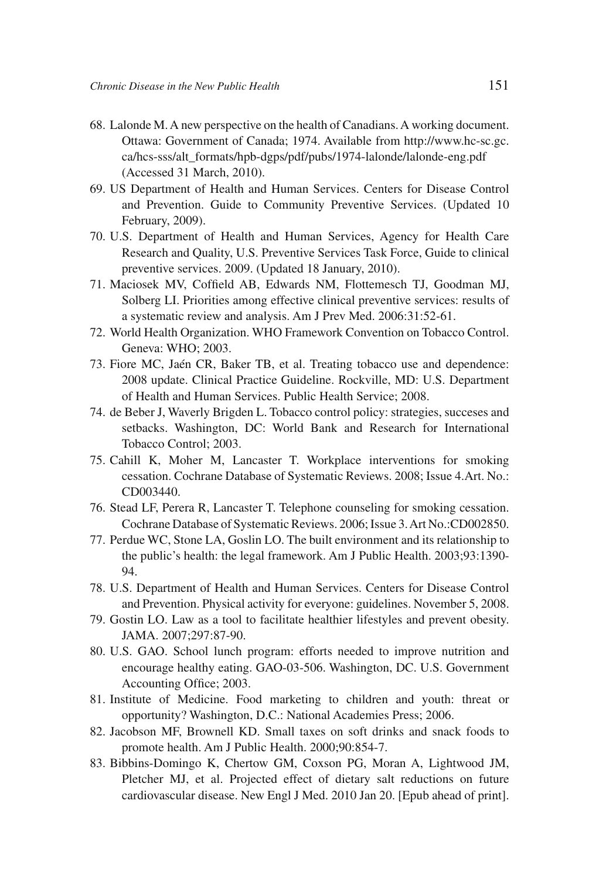68. Lalonde M. A new perspective on the health of Canadians. A working document. Ottawa: Government of Canada; 1974. Available from http://www.hc-sc.gc.ca/hcs-sss/alt_formats/hpb-dgps/pdf/pubs/1974-lalonde/lalonde-eng.pdf (Accessed 31 March, 2010).
69. US Department of Health and Human Services. Centers for Disease Control and Prevention. Guide to Community Preventive Services. (Updated 10 February, 2009).
70. U.S. Department of Health and Human Services, Agency for Health Care Research and Quality, U.S. Preventive Services Task Force, Guide to clinical preventive services. 2009. (Updated 18 January, 2010).
71. Maciosek MV, Coffield AB, Edwards NM, Flottemesch TJ, Goodman MJ, Solberg LI. Priorities among effective clinical preventive services: results of a systematic review and analysis. Am J Prev Med. 2006:31:52-61.
72. World Health Organization. WHO Framework Convention on Tobacco Control. Geneva: WHO; 2003.
73. Fiore MC, Jaén CR, Baker TB, et al. Treating tobacco use and dependence: 2008 update. Clinical Practice Guideline. Rockville, MD: U.S. Department of Health and Human Services. Public Health Service; 2008.
74. de Beber J, Waverly Brigden L. Tobacco control policy: strategies, succeses and setbacks. Washington, DC: World Bank and Research for International Tobacco Control; 2003.
75. Cahill K, Moher M, Lancaster T. Workplace interventions for smoking cessation. Cochrane Database of Systematic Reviews. 2008; Issue 4.Art. No.: CD003440.
76. Stead LF, Perera R, Lancaster T. Telephone counseling for smoking cessation. Cochrane Database of Systematic Reviews. 2006; Issue 3. Art No.:CD002850.
77. Perdue WC, Stone LA, Goslin LO. The built environment and its relationship to the public's health: the legal framework. Am J Public Health. 2003;93:1390-94.
78. U.S. Department of Health and Human Services. Centers for Disease Control and Prevention. Physical activity for everyone: guidelines. November 5, 2008.
79. Gostin LO. Law as a tool to facilitate healthier lifestyles and prevent obesity. JAMA. 2007;297:87-90.
80. U.S. GAO. School lunch program: efforts needed to improve nutrition and encourage healthy eating. GAO-03-506. Washington, DC. U.S. Government Accounting Office; 2003.
81. Institute of Medicine. Food marketing to children and youth: threat or opportunity? Washington, D.C.: National Academies Press; 2006.
82. Jacobson MF, Brownell KD. Small taxes on soft drinks and snack foods to promote health. Am J Public Health. 2000;90:854-7.
83. Bibbins-Domingo K, Chertow GM, Coxson PG, Moran A, Lightwood JM, Pletcher MJ, et al. Projected effect of dietary salt reductions on future cardiovascular disease. New Engl J Med. 2010 Jan 20. [Epub ahead of print].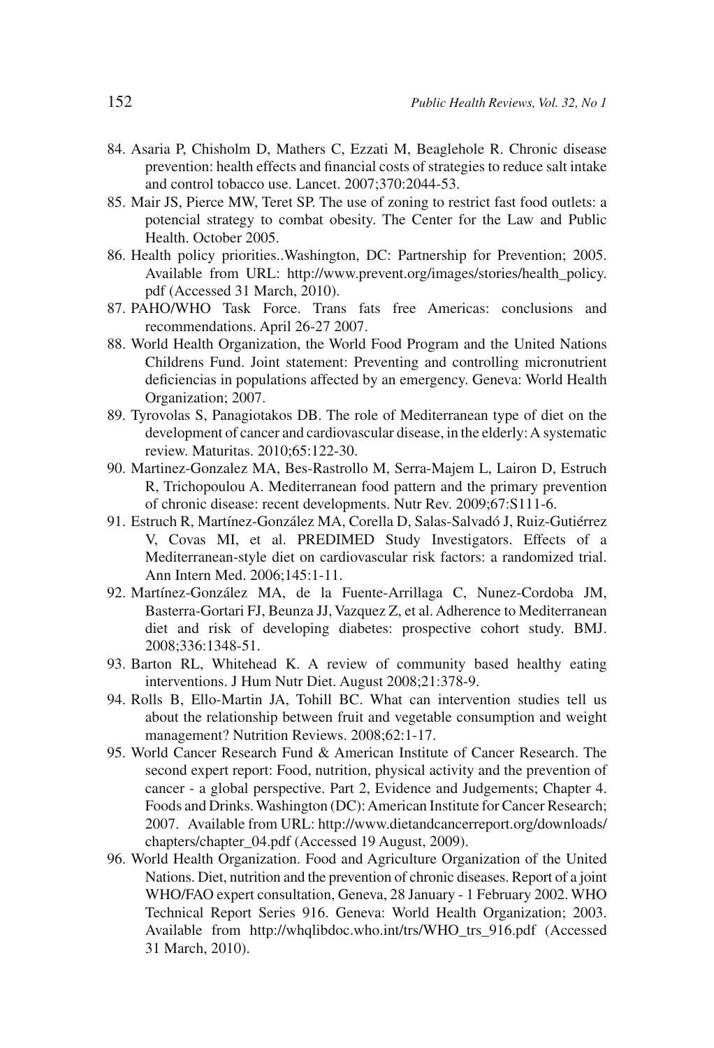84. Asaria P, Chisholm D, Mathers C, Ezzati M, Beaglehole R. Chronic disease prevention: health effects and financial costs of strategies to reduce salt intake and control tobacco use. Lancet. 2007;370:2044-53.
85. Mair JS, Pierce MW, Teret SP. The use of zoning to restrict fast food outlets: a potencial strategy to combat obesity. The Center for the Law and Public Health. October 2005.
86. Health policy priorities..Washington, DC: Partnership for Prevention; 2005. Available from URL: http://www.prevent.org/images/stories/health_policy.pdf (Accessed 31 March, 2010).
87. PAHO/WHO Task Force. Trans fats free Americas: conclusions and recommendations. April 26-27 2007.
88. World Health Organization, the World Food Program and the United Nations Childrens Fund. Joint statement: Preventing and controlling micronutrient deficiencias in populations affected by an emergency. Geneva: World Health Organization; 2007.
89. Tyrovolas S, Panagiotakos DB. The role of Mediterranean type of diet on the development of cancer and cardiovascular disease, in the elderly: A systematic review. Maturitas. 2010;65:122-30.
90. Martinez-Gonzalez MA, Bes-Rastrollo M, Serra-Majem L, Lairon D, Estruch R, Trichopoulou A. Mediterranean food pattern and the primary prevention of chronic disease: recent developments. Nutr Rev. 2009;67:S111-6.
91. Estruch R, Martínez-González MA, Corella D, Salas-Salvadó J, Ruiz-Gutiérrez V, Covas MI, et al. PREDIMED Study Investigators. Effects of a Mediterranean-style diet on cardiovascular risk factors: a randomized trial. Ann Intern Med. 2006;145:1-11.
92. Martínez-González MA, de la Fuente-Arrillaga C, Nunez-Cordoba JM, Basterra-Gortari FJ, Beunza JJ, Vazquez Z, et al. Adherence to Mediterranean diet and risk of developing diabetes: prospective cohort study. BMJ. 2008;336:1348-51.
93. Barton RL, Whitehead K. A review of community based healthy eating interventions. J Hum Nutr Diet. August 2008;21:378-9.
94. Rolls B, Ello-Martin JA, Tohill BC. What can intervention studies tell us about the relationship between fruit and vegetable consumption and weight management? Nutrition Reviews. 2008;62:1-17.
95. World Cancer Research Fund & American Institute of Cancer Research. The second expert report: Food, nutrition, physical activity and the prevention of cancer - a global perspective. Part 2, Evidence and Judgements; Chapter 4. Foods and Drinks. Washington (DC): American Institute for Cancer Research; 2007. Available from URL: http://www.dietandcancerreport.org/downloads/chapters/chapter_04.pdf (Accessed 19 August, 2009).
96. World Health Organization. Food and Agriculture Organization of the United Nations. Diet, nutrition and the prevention of chronic diseases. Report of a joint WHO/FAO expert consultation, Geneva, 28 January - 1 February 2002. WHO Technical Report Series 916. Geneva: World Health Organization; 2003. Available from http://whqlibdoc.who.int/trs/WHO_trs_916.pdf (Accessed 31 March, 2010).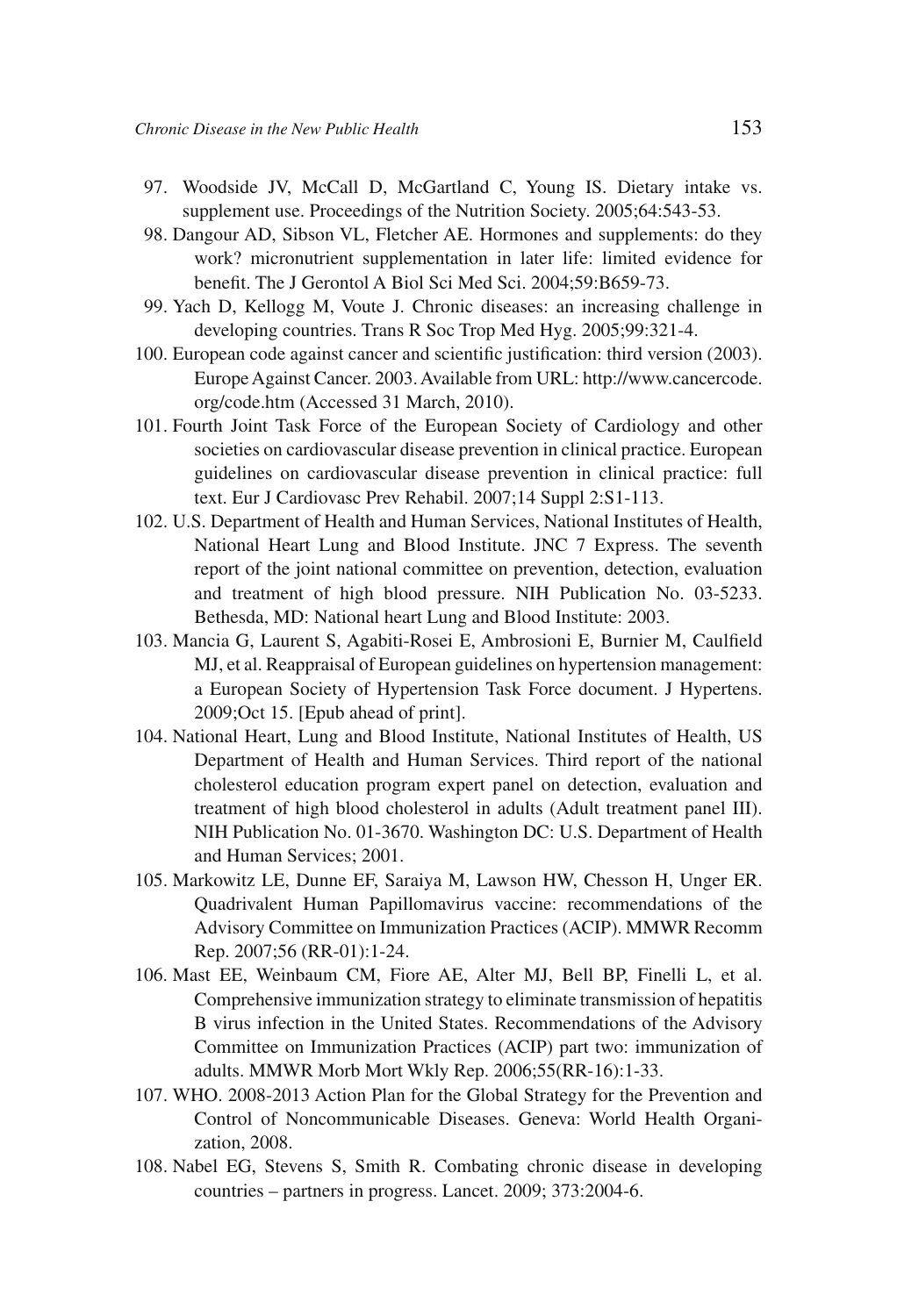97. Woodside JV, McCall D, McGartland C, Young IS. Dietary intake vs. supplement use. Proceedings of the Nutrition Society. 2005;64:543-53.
98. Dangour AD, Sibson VL, Fletcher AE. Hormones and supplements: do they work? micronutrient supplementation in later life: limited evidence for benefit. The J Gerontol A Biol Sci Med Sci. 2004;59:B659-73.
99. Yach D, Kellogg M, Voute J. Chronic diseases: an increasing challenge in developing countries. Trans R Soc Trop Med Hyg. 2005;99:321-4.
100. European code against cancer and scientific justification: third version (2003). Europe Against Cancer. 2003. Available from URL: http://www.cancercode.org/code.htm (Accessed 31 March, 2010).
101. Fourth Joint Task Force of the European Society of Cardiology and other societies on cardiovascular disease prevention in clinical practice. European guidelines on cardiovascular disease prevention in clinical practice: full text. Eur J Cardiovasc Prev Rehabil. 2007;14 Suppl 2:S1-113.
102. U.S. Department of Health and Human Services, National Institutes of Health, National Heart Lung and Blood Institute. JNC 7 Express. The seventh report of the joint national committee on prevention, detection, evaluation and treatment of high blood pressure. NIH Publication No. 03-5233. Bethesda, MD: National heart Lung and Blood Institute: 2003.
103. Mancia G, Laurent S, Agabiti-Rosei E, Ambrosioni E, Burnier M, Caulfield MJ, et al. Reappraisal of European guidelines on hypertension management: a European Society of Hypertension Task Force document. J Hypertens. 2009;Oct 15. [Epub ahead of print].
104. National Heart, Lung and Blood Institute, National Institutes of Health, US Department of Health and Human Services. Third report of the national cholesterol education program expert panel on detection, evaluation and treatment of high blood cholesterol in adults (Adult treatment panel III). NIH Publication No. 01-3670. Washington DC: U.S. Department of Health and Human Services; 2001.
105. Markowitz LE, Dunne EF, Saraiya M, Lawson HW, Chesson H, Unger ER. Quadrivalent Human Papillomavirus vaccine: recommendations of the Advisory Committee on Immunization Practices (ACIP). MMWR Recomm Rep. 2007;56 (RR-01):1-24.
106. Mast EE, Weinbaum CM, Fiore AE, Alter MJ, Bell BP, Finelli L, et al. Comprehensive immunization strategy to eliminate transmission of hepatitis B virus infection in the United States. Recommendations of the Advisory Committee on Immunization Practices (ACIP) part two: immunization of adults. MMWR Morb Mort Wkly Rep. 2006;55(RR-16):1-33.
107. WHO. 2008-2013 Action Plan for the Global Strategy for the Prevention and Control of Noncommunicable Diseases. Geneva: World Health Organization, 2008.
108. Nabel EG, Stevens S, Smith R. Combating chronic disease in developing countries – partners in progress. Lancet. 2009; 373:2004-6.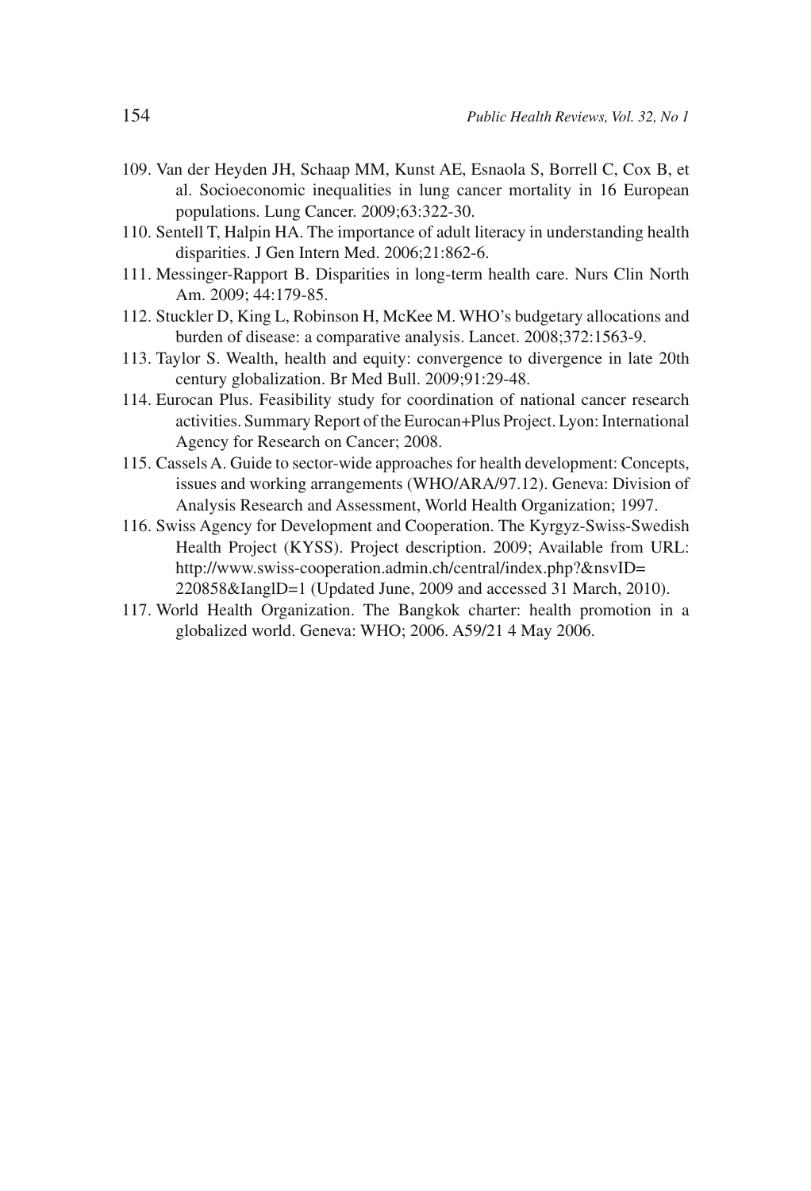109. Van der Heyden JH, Schaap MM, Kunst AE, Esnaola S, Borrell C, Cox B, et al. Socioeconomic inequalities in lung cancer mortality in 16 European populations. Lung Cancer. 2009;63:322-30.
110. Sentell T, Halpin HA. The importance of adult literacy in understanding health disparities. J Gen Intern Med. 2006;21:862-6.
111. Messinger-Rapport B. Disparities in long-term health care. Nurs Clin North Am. 2009; 44:179-85.
112. Stuckler D, King L, Robinson H, McKee M. WHO's budgetary allocations and burden of disease: a comparative analysis. Lancet. 2008;372:1563-9.
113. Taylor S. Wealth, health and equity: convergence to divergence in late 20th century globalization. Br Med Bull. 2009;91:29-48.
114. Eurocan Plus. Feasibility study for coordination of national cancer research activities. Summary Report of the Eurocan+Plus Project. Lyon: International Agency for Research on Cancer; 2008.
115. Cassels A. Guide to sector-wide approaches for health development: Concepts, issues and working arrangements (WHO/ARA/97.12). Geneva: Division of Analysis Research and Assessment, World Health Organization; 1997.
116. Swiss Agency for Development and Cooperation. The Kyrgyz-Swiss-Swedish Health Project (KYSS). Project description. 2009; Available from URL: http://www.swiss-cooperation.admin.ch/central/index.php?&nsvID=220858&IanglD=1 (Updated June, 2009 and accessed 31 March, 2010).
117. World Health Organization. The Bangkok charter: health promotion in a globalized world. Geneva: WHO; 2006. A59/21 4 May 2006.